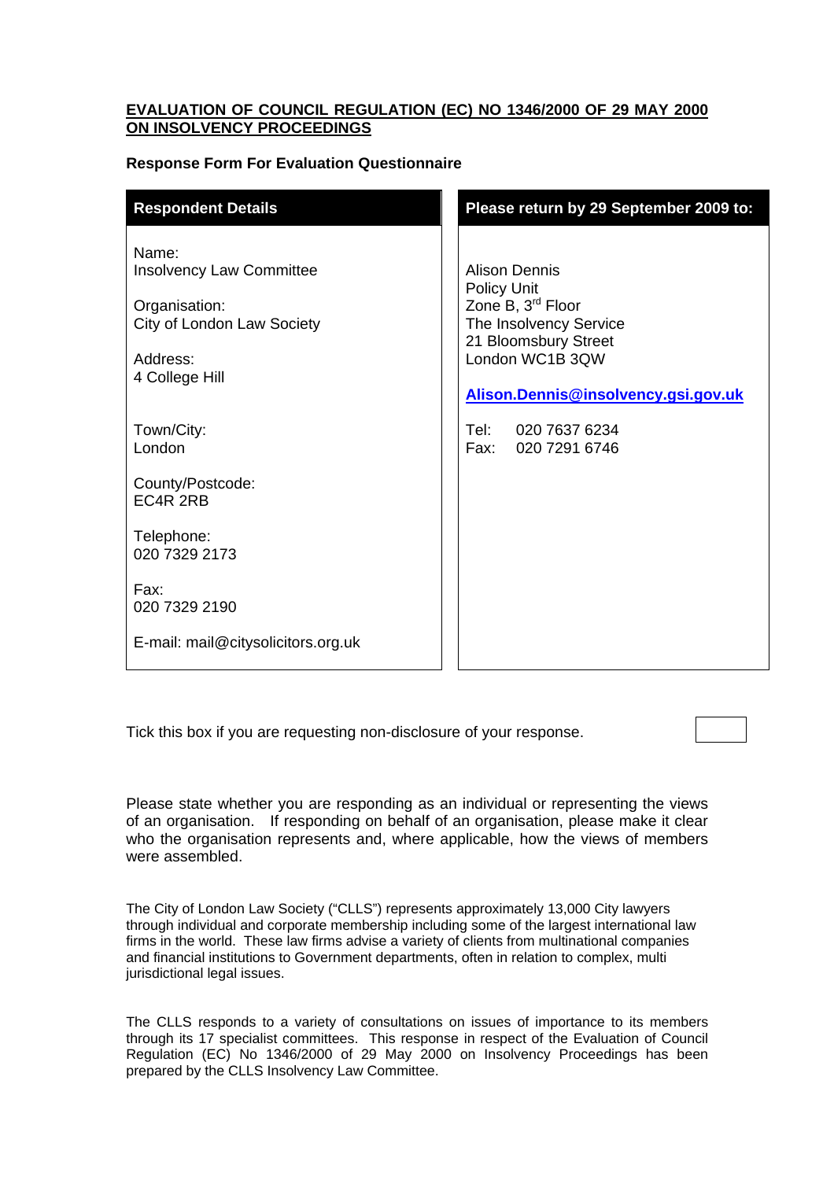**EVALUATION OF COUNCIL REGULATION (EC) NO 1346/2000 OF 29 MAY 2000 ON INSOLVENCY PROCEEDINGS**

**Response Form For Evaluation Questionnaire**

| Respondent Details | Please return by 29 September 2009 to: |
|---|---|
| Name:<br>Insolvency Law Committee<br><br>Organisation:<br>City of London Law Society<br><br>Address:<br>4 College Hill<br><br>Town/City:<br>London<br><br>County/Postcode:<br>EC4R 2RB<br><br>Telephone:<br>020 7329 2173<br><br>Fax:<br>020 7329 2190<br><br>E-mail: mail@citysolicitors.org.uk | Alison Dennis<br>Policy Unit<br>Zone B, 3rd Floor<br>The Insolvency Service<br>21 Bloomsbury Street<br>London WC1B 3QW<br><br>**Alison.Dennis@insolvency.gsi.gov.uk**<br><br>Tel: 020 7637 6234<br>Fax: 020 7291 6746 |

Tick this box if you are requesting non-disclosure of your response. ☐

Please state whether you are responding as an individual or representing the views of an organisation. If responding on behalf of an organisation, please make it clear who the organisation represents and, where applicable, how the views of members were assembled.

The City of London Law Society ("CLLS") represents approximately 13,000 City lawyers through individual and corporate membership including some of the largest international law firms in the world. These law firms advise a variety of clients from multinational companies and financial institutions to Government departments, often in relation to complex, multi jurisdictional legal issues.

The CLLS responds to a variety of consultations on issues of importance to its members through its 17 specialist committees. This response in respect of the Evaluation of Council Regulation (EC) No 1346/2000 of 29 May 2000 on Insolvency Proceedings has been prepared by the CLLS Insolvency Law Committee.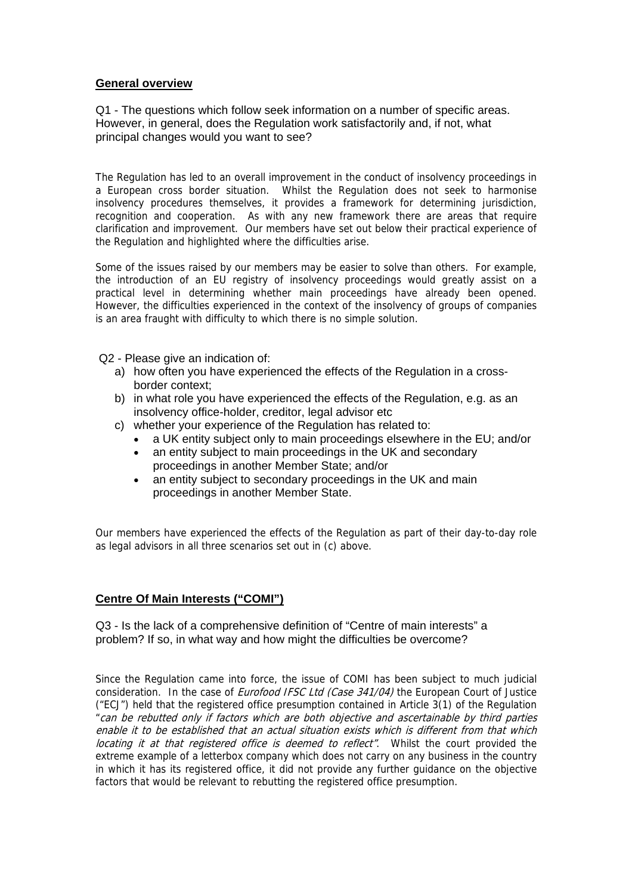**General overview**

Q1 - The questions which follow seek information on a number of specific areas. However, in general, does the Regulation work satisfactorily and, if not, what principal changes would you want to see?

The Regulation has led to an overall improvement in the conduct of insolvency proceedings in a European cross border situation. Whilst the Regulation does not seek to harmonise insolvency procedures themselves, it provides a framework for determining jurisdiction, recognition and cooperation. As with any new framework there are areas that require clarification and improvement. Our members have set out below their practical experience of the Regulation and highlighted where the difficulties arise.

Some of the issues raised by our members may be easier to solve than others. For example, the introduction of an EU registry of insolvency proceedings would greatly assist on a practical level in determining whether main proceedings have already been opened. However, the difficulties experienced in the context of the insolvency of groups of companies is an area fraught with difficulty to which there is no simple solution.

Q2 - Please give an indication of:

a) how often you have experienced the effects of the Regulation in a cross-border context;
b) in what role you have experienced the effects of the Regulation, e.g. as an insolvency office-holder, creditor, legal advisor etc
c) whether your experience of the Regulation has related to:
   - a UK entity subject only to main proceedings elsewhere in the EU; and/or
   - an entity subject to main proceedings in the UK and secondary proceedings in another Member State; and/or
   - an entity subject to secondary proceedings in the UK and main proceedings in another Member State.

Our members have experienced the effects of the Regulation as part of their day-to-day role as legal advisors in all three scenarios set out in (c) above.

**Centre Of Main Interests ("COMI")**

Q3 - Is the lack of a comprehensive definition of "Centre of main interests" a problem? If so, in what way and how might the difficulties be overcome?

Since the Regulation came into force, the issue of COMI has been subject to much judicial consideration. In the case of *Eurofood IFSC Ltd (Case 341/04)* the European Court of Justice ("ECJ") held that the registered office presumption contained in Article 3(1) of the Regulation "*can be rebutted only if factors which are both objective and ascertainable by third parties enable it to be established that an actual situation exists which is different from that which locating it at that registered office is deemed to reflect*". Whilst the court provided the extreme example of a letterbox company which does not carry on any business in the country in which it has its registered office, it did not provide any further guidance on the objective factors that would be relevant to rebutting the registered office presumption.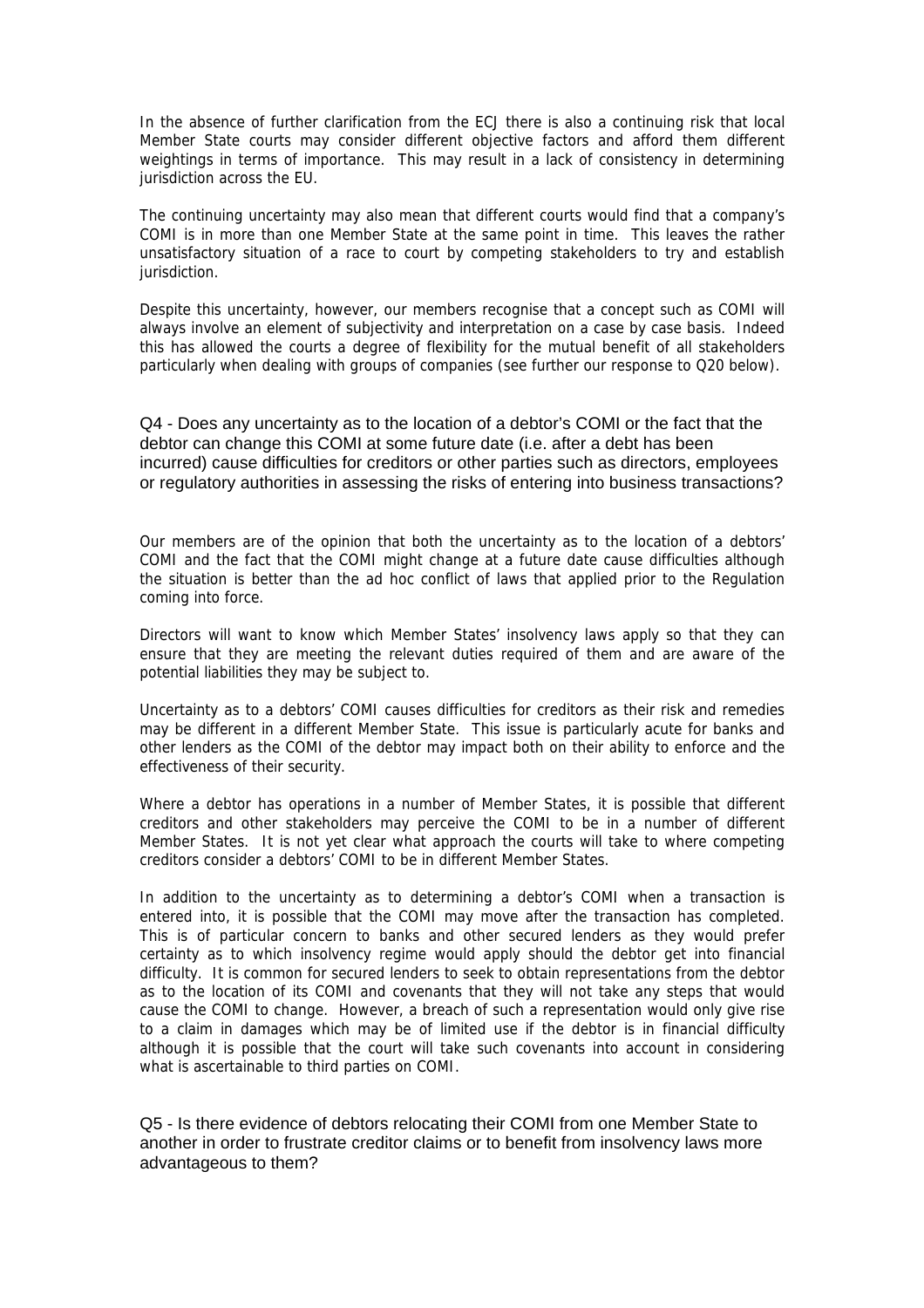In the absence of further clarification from the ECJ there is also a continuing risk that local Member State courts may consider different objective factors and afford them different weightings in terms of importance. This may result in a lack of consistency in determining jurisdiction across the EU.

The continuing uncertainty may also mean that different courts would find that a company's COMI is in more than one Member State at the same point in time. This leaves the rather unsatisfactory situation of a race to court by competing stakeholders to try and establish jurisdiction.

Despite this uncertainty, however, our members recognise that a concept such as COMI will always involve an element of subjectivity and interpretation on a case by case basis. Indeed this has allowed the courts a degree of flexibility for the mutual benefit of all stakeholders particularly when dealing with groups of companies (see further our response to Q20 below).

### Q4 - Does any uncertainty as to the location of a debtor's COMI or the fact that the debtor can change this COMI at some future date (i.e. after a debt has been incurred) cause difficulties for creditors or other parties such as directors, employees or regulatory authorities in assessing the risks of entering into business transactions?

Our members are of the opinion that both the uncertainty as to the location of a debtors' COMI and the fact that the COMI might change at a future date cause difficulties although the situation is better than the ad hoc conflict of laws that applied prior to the Regulation coming into force.

Directors will want to know which Member States' insolvency laws apply so that they can ensure that they are meeting the relevant duties required of them and are aware of the potential liabilities they may be subject to.

Uncertainty as to a debtors' COMI causes difficulties for creditors as their risk and remedies may be different in a different Member State. This issue is particularly acute for banks and other lenders as the COMI of the debtor may impact both on their ability to enforce and the effectiveness of their security.

Where a debtor has operations in a number of Member States, it is possible that different creditors and other stakeholders may perceive the COMI to be in a number of different Member States. It is not yet clear what approach the courts will take to where competing creditors consider a debtors' COMI to be in different Member States.

In addition to the uncertainty as to determining a debtor's COMI when a transaction is entered into, it is possible that the COMI may move after the transaction has completed. This is of particular concern to banks and other secured lenders as they would prefer certainty as to which insolvency regime would apply should the debtor get into financial difficulty. It is common for secured lenders to seek to obtain representations from the debtor as to the location of its COMI and covenants that they will not take any steps that would cause the COMI to change. However, a breach of such a representation would only give rise to a claim in damages which may be of limited use if the debtor is in financial difficulty although it is possible that the court will take such covenants into account in considering what is ascertainable to third parties on COMI.

### Q5 - Is there evidence of debtors relocating their COMI from one Member State to another in order to frustrate creditor claims or to benefit from insolvency laws more advantageous to them?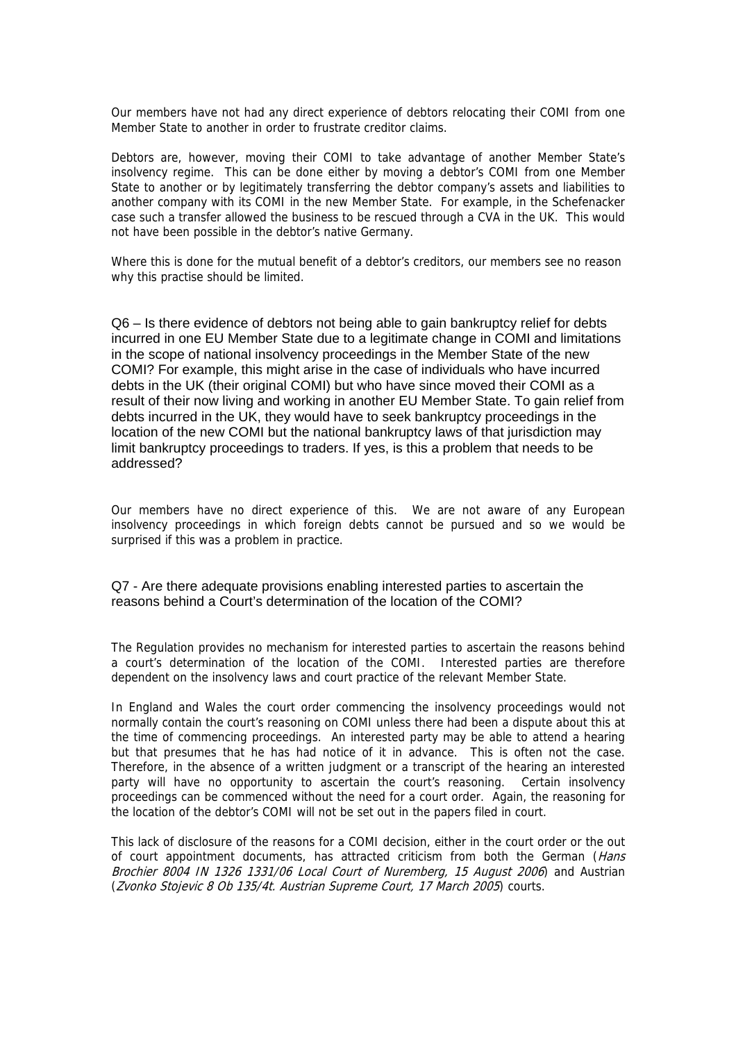Our members have not had any direct experience of debtors relocating their COMI from one Member State to another in order to frustrate creditor claims.

Debtors are, however, moving their COMI to take advantage of another Member State's insolvency regime. This can be done either by moving a debtor's COMI from one Member State to another or by legitimately transferring the debtor company's assets and liabilities to another company with its COMI in the new Member State. For example, in the Schefenacker case such a transfer allowed the business to be rescued through a CVA in the UK. This would not have been possible in the debtor's native Germany.

Where this is done for the mutual benefit of a debtor's creditors, our members see no reason why this practise should be limited.

Q6 – Is there evidence of debtors not being able to gain bankruptcy relief for debts incurred in one EU Member State due to a legitimate change in COMI and limitations in the scope of national insolvency proceedings in the Member State of the new COMI? For example, this might arise in the case of individuals who have incurred debts in the UK (their original COMI) but who have since moved their COMI as a result of their now living and working in another EU Member State. To gain relief from debts incurred in the UK, they would have to seek bankruptcy proceedings in the location of the new COMI but the national bankruptcy laws of that jurisdiction may limit bankruptcy proceedings to traders. If yes, is this a problem that needs to be addressed?

Our members have no direct experience of this. We are not aware of any European insolvency proceedings in which foreign debts cannot be pursued and so we would be surprised if this was a problem in practice.

Q7 - Are there adequate provisions enabling interested parties to ascertain the reasons behind a Court's determination of the location of the COMI?

The Regulation provides no mechanism for interested parties to ascertain the reasons behind a court's determination of the location of the COMI. Interested parties are therefore dependent on the insolvency laws and court practice of the relevant Member State.

In England and Wales the court order commencing the insolvency proceedings would not normally contain the court's reasoning on COMI unless there had been a dispute about this at the time of commencing proceedings. An interested party may be able to attend a hearing but that presumes that he has had notice of it in advance. This is often not the case. Therefore, in the absence of a written judgment or a transcript of the hearing an interested party will have no opportunity to ascertain the court's reasoning. Certain insolvency proceedings can be commenced without the need for a court order. Again, the reasoning for the location of the debtor's COMI will not be set out in the papers filed in court.

This lack of disclosure of the reasons for a COMI decision, either in the court order or the out of court appointment documents, has attracted criticism from both the German (*Hans Brochier 8004 IN 1326 1331/06 Local Court of Nuremberg, 15 August 2006*) and Austrian (*Zvonko Stojevic 8 Ob 135/4t. Austrian Supreme Court, 17 March 2005*) courts.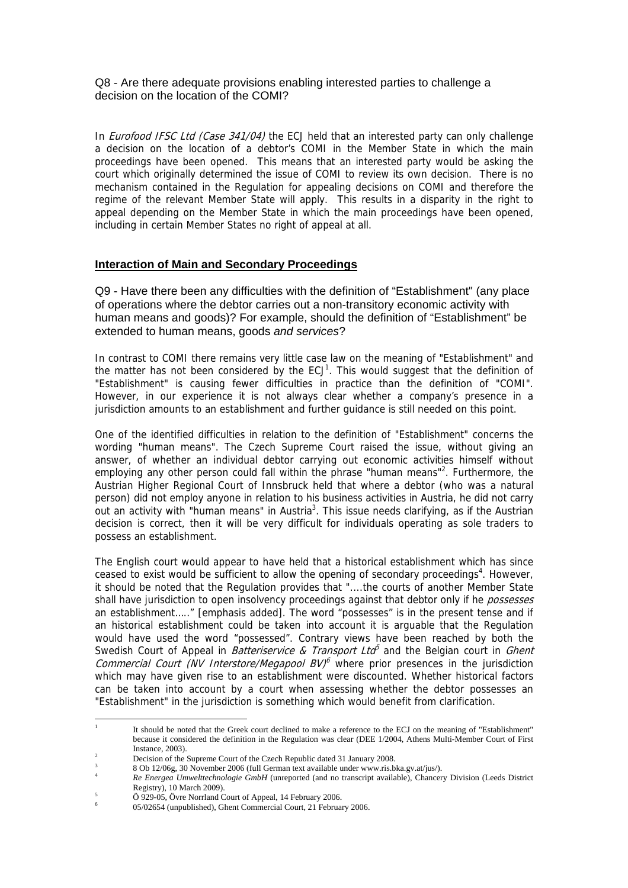Q8 - Are there adequate provisions enabling interested parties to challenge a decision on the location of the COMI?

In *Eurofood IFSC Ltd (Case 341/04)* the ECJ held that an interested party can only challenge a decision on the location of a debtor's COMI in the Member State in which the main proceedings have been opened. This means that an interested party would be asking the court which originally determined the issue of COMI to review its own decision. There is no mechanism contained in the Regulation for appealing decisions on COMI and therefore the regime of the relevant Member State will apply. This results in a disparity in the right to appeal depending on the Member State in which the main proceedings have been opened, including in certain Member States no right of appeal at all.

## Interaction of Main and Secondary Proceedings

Q9 - Have there been any difficulties with the definition of "Establishment" (any place of operations where the debtor carries out a non-transitory economic activity with human means and goods)? For example, should the definition of "Establishment" be extended to human means, goods *and services*?

In contrast to COMI there remains very little case law on the meaning of "Establishment" and the matter has not been considered by the ECJ[1]. This would suggest that the definition of "Establishment" is causing fewer difficulties in practice than the definition of "COMI". However, in our experience it is not always clear whether a company's presence in a jurisdiction amounts to an establishment and further guidance is still needed on this point.

One of the identified difficulties in relation to the definition of "Establishment" concerns the wording "human means". The Czech Supreme Court raised the issue, without giving an answer, of whether an individual debtor carrying out economic activities himself without employing any other person could fall within the phrase "human means"[2]. Furthermore, the Austrian Higher Regional Court of Innsbruck held that where a debtor (who was a natural person) did not employ anyone in relation to his business activities in Austria, he did not carry out an activity with "human means" in Austria[3]. This issue needs clarifying, as if the Austrian decision is correct, then it will be very difficult for individuals operating as sole traders to possess an establishment.

The English court would appear to have held that a historical establishment which has since ceased to exist would be sufficient to allow the opening of secondary proceedings[4]. However, it should be noted that the Regulation provides that "....the courts of another Member State shall have jurisdiction to open insolvency proceedings against that debtor only if he *possesses* an establishment....." [emphasis added]. The word "possesses" is in the present tense and if an historical establishment could be taken into account it is arguable that the Regulation would have used the word "possessed". Contrary views have been reached by both the Swedish Court of Appeal in *Batteriservice & Transport Ltd*[5] and the Belgian court in *Ghent Commercial Court (NV Interstore/Megapool BV)*[6] where prior presences in the jurisdiction which may have given rise to an establishment were discounted. Whether historical factors can be taken into account by a court when assessing whether the debtor possesses an "Establishment" in the jurisdiction is something which would benefit from clarification.

---

[1] It should be noted that the Greek court declined to make a reference to the ECJ on the meaning of "Establishment" because it considered the definition in the Regulation was clear (DEE 1/2004, Athens Multi-Member Court of First Instance, 2003).

[2] Decision of the Supreme Court of the Czech Republic dated 31 January 2008.

[3] 8 Ob 12/06g, 30 November 2006 (full German text available under www.ris.bka.gv.at/jus/).

[4] *Re Energea Umwelttechnologie GmbH* (unreported (and no transcript available), Chancery Division (Leeds District Registry), 10 March 2009).

[5] Ö 929-05, Övre Norrland Court of Appeal, 14 February 2006.

[6] 05/02654 (unpublished), Ghent Commercial Court, 21 February 2006.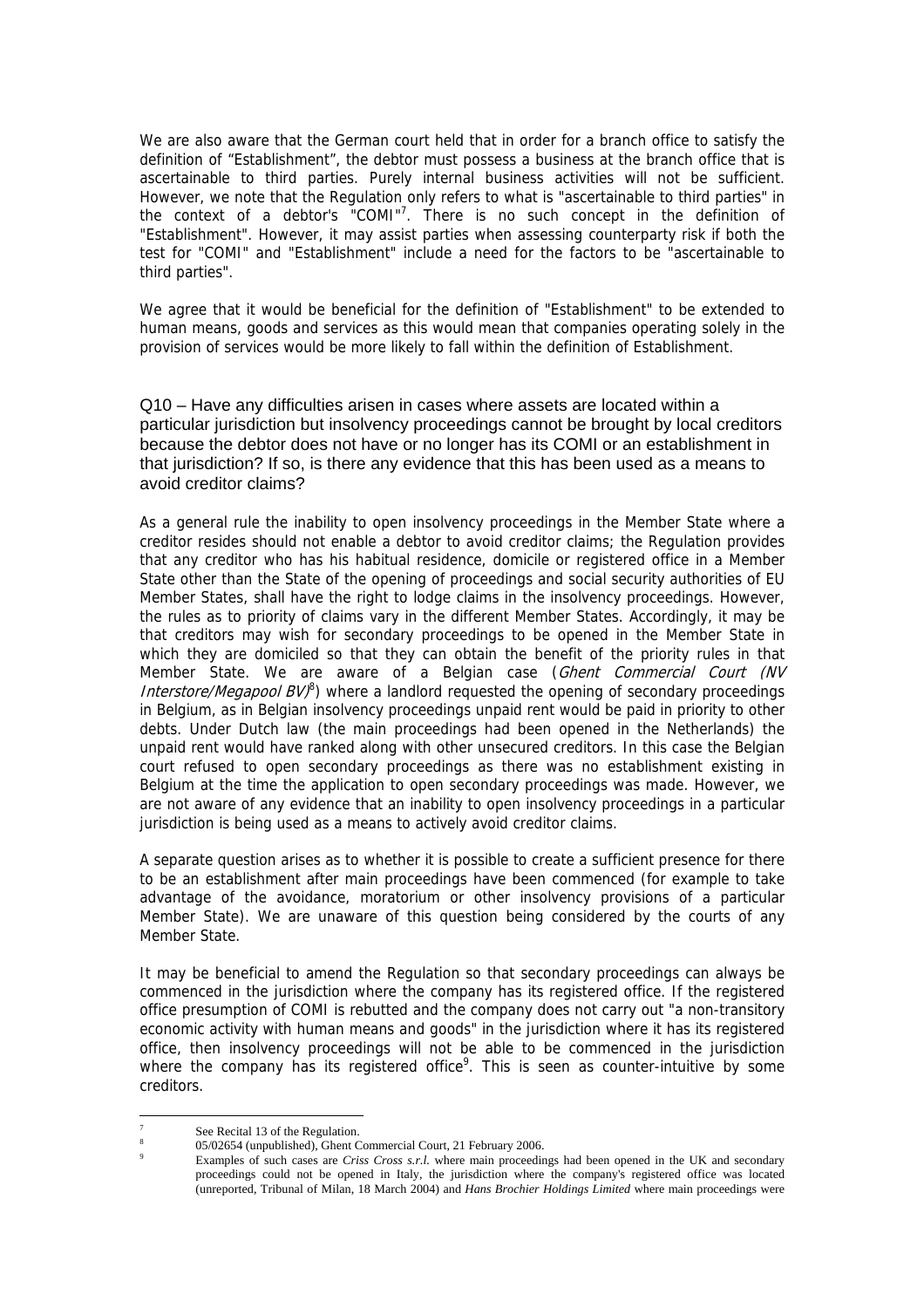We are also aware that the German court held that in order for a branch office to satisfy the definition of "Establishment", the debtor must possess a business at the branch office that is ascertainable to third parties. Purely internal business activities will not be sufficient. However, we note that the Regulation only refers to what is "ascertainable to third parties" in the context of a debtor's "COMI"[7]. There is no such concept in the definition of "Establishment". However, it may assist parties when assessing counterparty risk if both the test for "COMI" and "Establishment" include a need for the factors to be "ascertainable to third parties".

We agree that it would be beneficial for the definition of "Establishment" to be extended to human means, goods and services as this would mean that companies operating solely in the provision of services would be more likely to fall within the definition of Establishment.

Q10 – Have any difficulties arisen in cases where assets are located within a particular jurisdiction but insolvency proceedings cannot be brought by local creditors because the debtor does not have or no longer has its COMI or an establishment in that jurisdiction? If so, is there any evidence that this has been used as a means to avoid creditor claims?

As a general rule the inability to open insolvency proceedings in the Member State where a creditor resides should not enable a debtor to avoid creditor claims; the Regulation provides that any creditor who has his habitual residence, domicile or registered office in a Member State other than the State of the opening of proceedings and social security authorities of EU Member States, shall have the right to lodge claims in the insolvency proceedings. However, the rules as to priority of claims vary in the different Member States. Accordingly, it may be that creditors may wish for secondary proceedings to be opened in the Member State in which they are domiciled so that they can obtain the benefit of the priority rules in that Member State. We are aware of a Belgian case (*Ghent Commercial Court (NV Interstore/Megapool BV)*[8]) where a landlord requested the opening of secondary proceedings in Belgium, as in Belgian insolvency proceedings unpaid rent would be paid in priority to other debts. Under Dutch law (the main proceedings had been opened in the Netherlands) the unpaid rent would have ranked along with other unsecured creditors. In this case the Belgian court refused to open secondary proceedings as there was no establishment existing in Belgium at the time the application to open secondary proceedings was made. However, we are not aware of any evidence that an inability to open insolvency proceedings in a particular jurisdiction is being used as a means to actively avoid creditor claims.

A separate question arises as to whether it is possible to create a sufficient presence for there to be an establishment after main proceedings have been commenced (for example to take advantage of the avoidance, moratorium or other insolvency provisions of a particular Member State). We are unaware of this question being considered by the courts of any Member State.

It may be beneficial to amend the Regulation so that secondary proceedings can always be commenced in the jurisdiction where the company has its registered office. If the registered office presumption of COMI is rebutted and the company does not carry out "a non-transitory economic activity with human means and goods" in the jurisdiction where it has its registered office, then insolvency proceedings will not be able to be commenced in the jurisdiction where the company has its registered office[9]. This is seen as counter-intuitive by some creditors.

---

[7] See Recital 13 of the Regulation.

[8] 05/02654 (unpublished), Ghent Commercial Court, 21 February 2006.

[9] Examples of such cases are *Criss Cross s.r.l.* where main proceedings had been opened in the UK and secondary proceedings could not be opened in Italy, the jurisdiction where the company's registered office was located (unreported, Tribunal of Milan, 18 March 2004) and *Hans Brochier Holdings Limited* where main proceedings were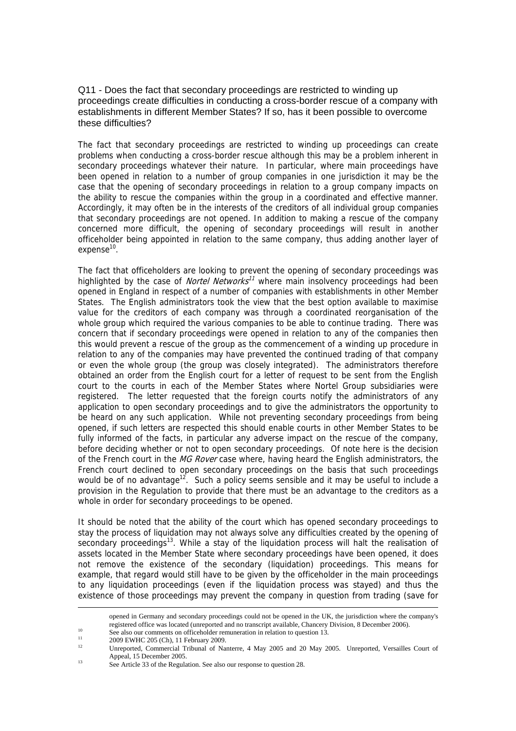Q11 - Does the fact that secondary proceedings are restricted to winding up proceedings create difficulties in conducting a cross-border rescue of a company with establishments in different Member States? If so, has it been possible to overcome these difficulties?

The fact that secondary proceedings are restricted to winding up proceedings can create problems when conducting a cross-border rescue although this may be a problem inherent in secondary proceedings whatever their nature. In particular, where main proceedings have been opened in relation to a number of group companies in one jurisdiction it may be the case that the opening of secondary proceedings in relation to a group company impacts on the ability to rescue the companies within the group in a coordinated and effective manner. Accordingly, it may often be in the interests of the creditors of all individual group companies that secondary proceedings are not opened. In addition to making a rescue of the company concerned more difficult, the opening of secondary proceedings will result in another officeholder being appointed in relation to the same company, thus adding another layer of expense[10].

The fact that officeholders are looking to prevent the opening of secondary proceedings was highlighted by the case of *Nortel Networks*[11] where main insolvency proceedings had been opened in England in respect of a number of companies with establishments in other Member States. The English administrators took the view that the best option available to maximise value for the creditors of each company was through a coordinated reorganisation of the whole group which required the various companies to be able to continue trading. There was concern that if secondary proceedings were opened in relation to any of the companies then this would prevent a rescue of the group as the commencement of a winding up procedure in relation to any of the companies may have prevented the continued trading of that company or even the whole group (the group was closely integrated). The administrators therefore obtained an order from the English court for a letter of request to be sent from the English court to the courts in each of the Member States where Nortel Group subsidiaries were registered. The letter requested that the foreign courts notify the administrators of any application to open secondary proceedings and to give the administrators the opportunity to be heard on any such application. While not preventing secondary proceedings from being opened, if such letters are respected this should enable courts in other Member States to be fully informed of the facts, in particular any adverse impact on the rescue of the company, before deciding whether or not to open secondary proceedings. Of note here is the decision of the French court in the *MG Rover* case where, having heard the English administrators, the French court declined to open secondary proceedings on the basis that such proceedings would be of no advantage[12]. Such a policy seems sensible and it may be useful to include a provision in the Regulation to provide that there must be an advantage to the creditors as a whole in order for secondary proceedings to be opened.

It should be noted that the ability of the court which has opened secondary proceedings to stay the process of liquidation may not always solve any difficulties created by the opening of secondary proceedings[13]. While a stay of the liquidation process will halt the realisation of assets located in the Member State where secondary proceedings have been opened, it does not remove the existence of the secondary (liquidation) proceedings. This means for example, that regard would still have to be given by the officeholder in the main proceedings to any liquidation proceedings (even if the liquidation process was stayed) and thus the existence of those proceedings may prevent the company in question from trading (save for

---

opened in Germany and secondary proceedings could not be opened in the UK, the jurisdiction where the company's registered office was located (unreported and no transcript available, Chancery Division, 8 December 2006).

[10] See also our comments on officeholder remuneration in relation to question 13.

[11] 2009 EWHC 205 (Ch), 11 February 2009.

[12] Unreported, Commercial Tribunal of Nanterre, 4 May 2005 and 20 May 2005. Unreported, Versailles Court of Appeal, 15 December 2005.

[13] See Article 33 of the Regulation. See also our response to question 28.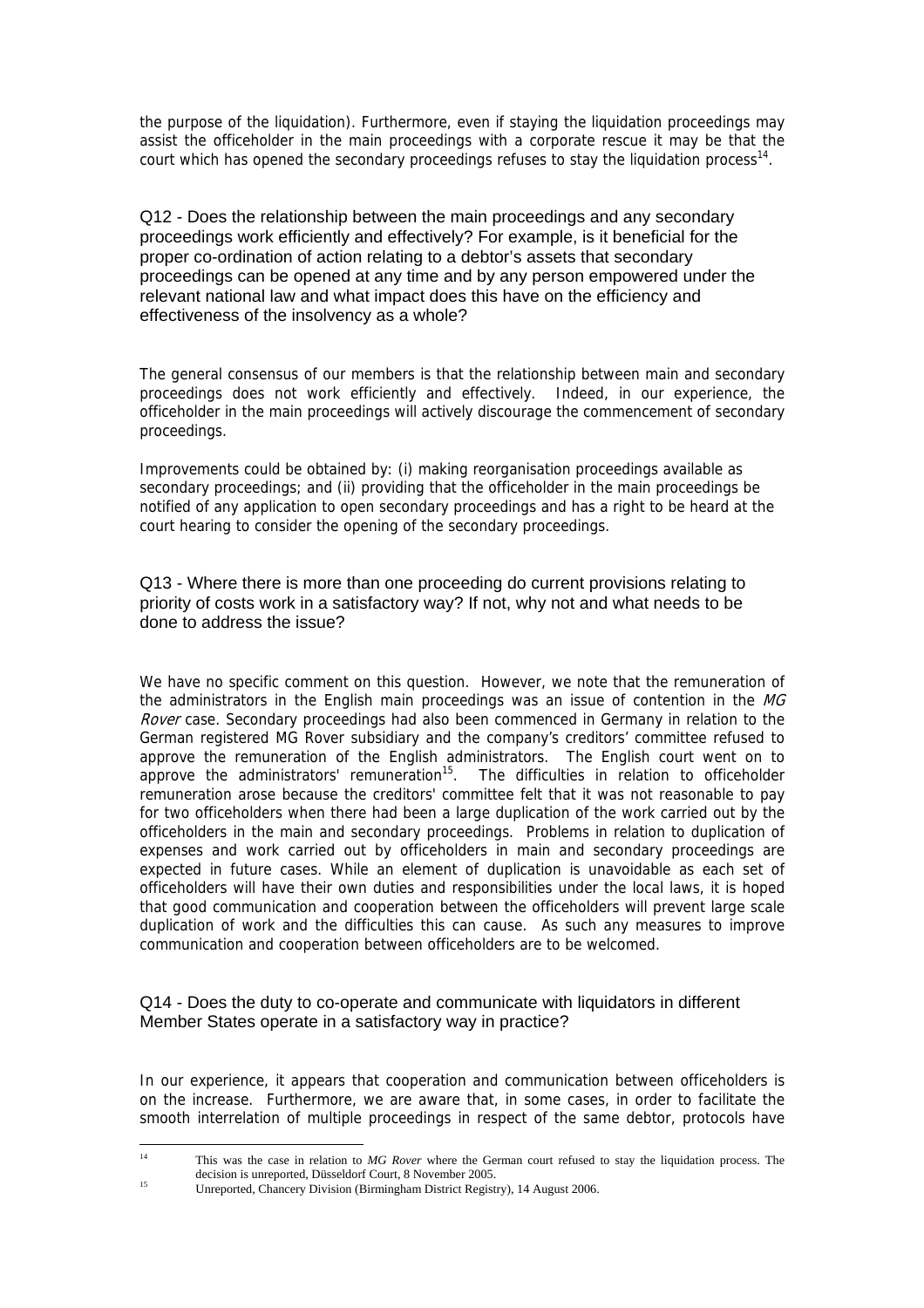the purpose of the liquidation). Furthermore, even if staying the liquidation proceedings may assist the officeholder in the main proceedings with a corporate rescue it may be that the court which has opened the secondary proceedings refuses to stay the liquidation process[14].

### Q12 - Does the relationship between the main proceedings and any secondary proceedings work efficiently and effectively? For example, is it beneficial for the proper co-ordination of action relating to a debtor's assets that secondary proceedings can be opened at any time and by any person empowered under the relevant national law and what impact does this have on the efficiency and effectiveness of the insolvency as a whole?

The general consensus of our members is that the relationship between main and secondary proceedings does not work efficiently and effectively. Indeed, in our experience, the officeholder in the main proceedings will actively discourage the commencement of secondary proceedings.

Improvements could be obtained by: (i) making reorganisation proceedings available as secondary proceedings; and (ii) providing that the officeholder in the main proceedings be notified of any application to open secondary proceedings and has a right to be heard at the court hearing to consider the opening of the secondary proceedings.

### Q13 - Where there is more than one proceeding do current provisions relating to priority of costs work in a satisfactory way? If not, why not and what needs to be done to address the issue?

We have no specific comment on this question. However, we note that the remuneration of the administrators in the English main proceedings was an issue of contention in the *MG Rover* case. Secondary proceedings had also been commenced in Germany in relation to the German registered MG Rover subsidiary and the company's creditors' committee refused to approve the remuneration of the English administrators. The English court went on to approve the administrators' remuneration[15]. The difficulties in relation to officeholder remuneration arose because the creditors' committee felt that it was not reasonable to pay for two officeholders when there had been a large duplication of the work carried out by the officeholders in the main and secondary proceedings. Problems in relation to duplication of expenses and work carried out by officeholders in main and secondary proceedings are expected in future cases. While an element of duplication is unavoidable as each set of officeholders will have their own duties and responsibilities under the local laws, it is hoped that good communication and cooperation between the officeholders will prevent large scale duplication of work and the difficulties this can cause. As such any measures to improve communication and cooperation between officeholders are to be welcomed.

### Q14 - Does the duty to co-operate and communicate with liquidators in different Member States operate in a satisfactory way in practice?

In our experience, it appears that cooperation and communication between officeholders is on the increase. Furthermore, we are aware that, in some cases, in order to facilitate the smooth interrelation of multiple proceedings in respect of the same debtor, protocols have

---

[14] This was the case in relation to *MG Rover* where the German court refused to stay the liquidation process. The decision is unreported, Düsseldorf Court, 8 November 2005.

[15] Unreported, Chancery Division (Birmingham District Registry), 14 August 2006.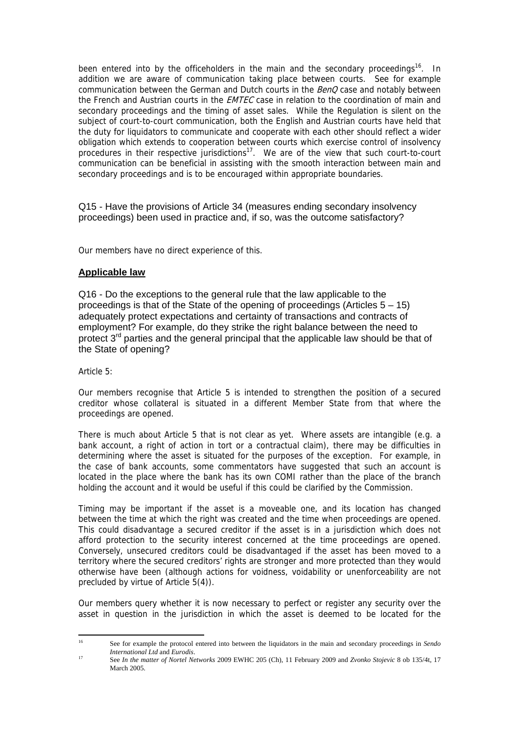been entered into by the officeholders in the main and the secondary proceedings[16]. In addition we are aware of communication taking place between courts. See for example communication between the German and Dutch courts in the *BenQ* case and notably between the French and Austrian courts in the *EMTEC* case in relation to the coordination of main and secondary proceedings and the timing of asset sales. While the Regulation is silent on the subject of court-to-court communication, both the English and Austrian courts have held that the duty for liquidators to communicate and cooperate with each other should reflect a wider obligation which extends to cooperation between courts which exercise control of insolvency procedures in their respective jurisdictions[17]. We are of the view that such court-to-court communication can be beneficial in assisting with the smooth interaction between main and secondary proceedings and is to be encouraged within appropriate boundaries.

Q15 - Have the provisions of Article 34 (measures ending secondary insolvency proceedings) been used in practice and, if so, was the outcome satisfactory?

Our members have no direct experience of this.

## **Applicable law**

Q16 - Do the exceptions to the general rule that the law applicable to the proceedings is that of the State of the opening of proceedings (Articles 5 – 15) adequately protect expectations and certainty of transactions and contracts of employment? For example, do they strike the right balance between the need to protect 3rd parties and the general principal that the applicable law should be that of the State of opening?

Article 5:

Our members recognise that Article 5 is intended to strengthen the position of a secured creditor whose collateral is situated in a different Member State from that where the proceedings are opened.

There is much about Article 5 that is not clear as yet. Where assets are intangible (e.g. a bank account, a right of action in tort or a contractual claim), there may be difficulties in determining where the asset is situated for the purposes of the exception. For example, in the case of bank accounts, some commentators have suggested that such an account is located in the place where the bank has its own COMI rather than the place of the branch holding the account and it would be useful if this could be clarified by the Commission.

Timing may be important if the asset is a moveable one, and its location has changed between the time at which the right was created and the time when proceedings are opened. This could disadvantage a secured creditor if the asset is in a jurisdiction which does not afford protection to the security interest concerned at the time proceedings are opened. Conversely, unsecured creditors could be disadvantaged if the asset has been moved to a territory where the secured creditors' rights are stronger and more protected than they would otherwise have been (although actions for voidness, voidability or unenforceability are not precluded by virtue of Article 5(4)).

Our members query whether it is now necessary to perfect or register any security over the asset in question in the jurisdiction in which the asset is deemed to be located for the

---

[16] See for example the protocol entered into between the liquidators in the main and secondary proceedings in *Sendo International Ltd* and *Eurodis*.

[17] See *In the matter of Nortel Networks* 2009 EWHC 205 (Ch), 11 February 2009 and *Zvonko Stojevic* 8 ob 135/4t, 17 March 2005.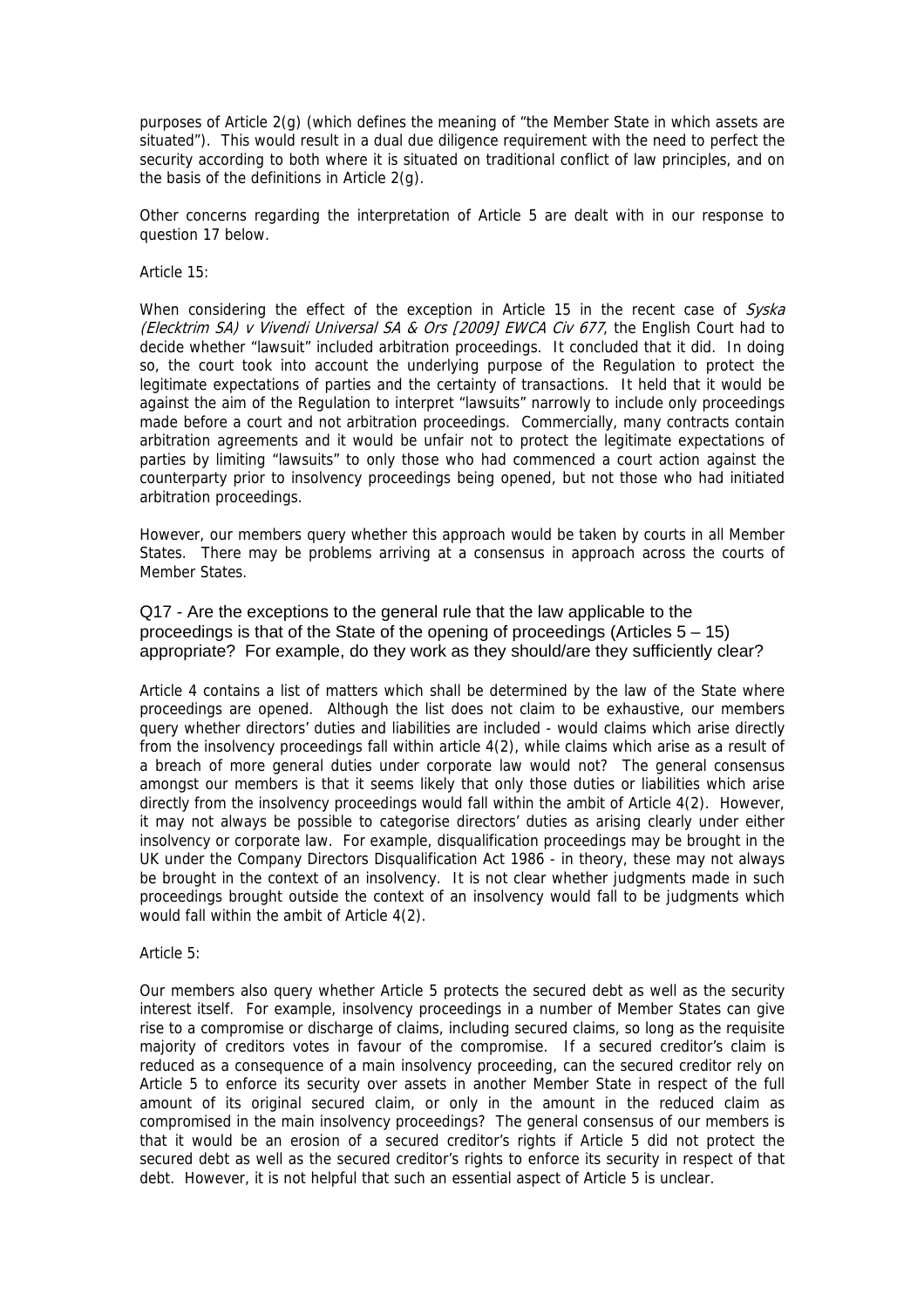purposes of Article 2(g) (which defines the meaning of "the Member State in which assets are situated"). This would result in a dual due diligence requirement with the need to perfect the security according to both where it is situated on traditional conflict of law principles, and on the basis of the definitions in Article 2(g).

Other concerns regarding the interpretation of Article 5 are dealt with in our response to question 17 below.

Article 15:

When considering the effect of the exception in Article 15 in the recent case of *Syska (Elecktrim SA) v Vivendi Universal SA & Ors [2009] EWCA Civ 677*, the English Court had to decide whether "lawsuit" included arbitration proceedings. It concluded that it did. In doing so, the court took into account the underlying purpose of the Regulation to protect the legitimate expectations of parties and the certainty of transactions. It held that it would be against the aim of the Regulation to interpret "lawsuits" narrowly to include only proceedings made before a court and not arbitration proceedings. Commercially, many contracts contain arbitration agreements and it would be unfair not to protect the legitimate expectations of parties by limiting "lawsuits" to only those who had commenced a court action against the counterparty prior to insolvency proceedings being opened, but not those who had initiated arbitration proceedings.

However, our members query whether this approach would be taken by courts in all Member States. There may be problems arriving at a consensus in approach across the courts of Member States.

### Q17 - Are the exceptions to the general rule that the law applicable to the proceedings is that of the State of the opening of proceedings (Articles 5 – 15) appropriate? For example, do they work as they should/are they sufficiently clear?

Article 4 contains a list of matters which shall be determined by the law of the State where proceedings are opened. Although the list does not claim to be exhaustive, our members query whether directors' duties and liabilities are included - would claims which arise directly from the insolvency proceedings fall within article 4(2), while claims which arise as a result of a breach of more general duties under corporate law would not? The general consensus amongst our members is that it seems likely that only those duties or liabilities which arise directly from the insolvency proceedings would fall within the ambit of Article 4(2). However, it may not always be possible to categorise directors' duties as arising clearly under either insolvency or corporate law. For example, disqualification proceedings may be brought in the UK under the Company Directors Disqualification Act 1986 - in theory, these may not always be brought in the context of an insolvency. It is not clear whether judgments made in such proceedings brought outside the context of an insolvency would fall to be judgments which would fall within the ambit of Article 4(2).

Article 5:

Our members also query whether Article 5 protects the secured debt as well as the security interest itself. For example, insolvency proceedings in a number of Member States can give rise to a compromise or discharge of claims, including secured claims, so long as the requisite majority of creditors votes in favour of the compromise. If a secured creditor's claim is reduced as a consequence of a main insolvency proceeding, can the secured creditor rely on Article 5 to enforce its security over assets in another Member State in respect of the full amount of its original secured claim, or only in the amount in the reduced claim as compromised in the main insolvency proceedings? The general consensus of our members is that it would be an erosion of a secured creditor's rights if Article 5 did not protect the secured debt as well as the secured creditor's rights to enforce its security in respect of that debt. However, it is not helpful that such an essential aspect of Article 5 is unclear.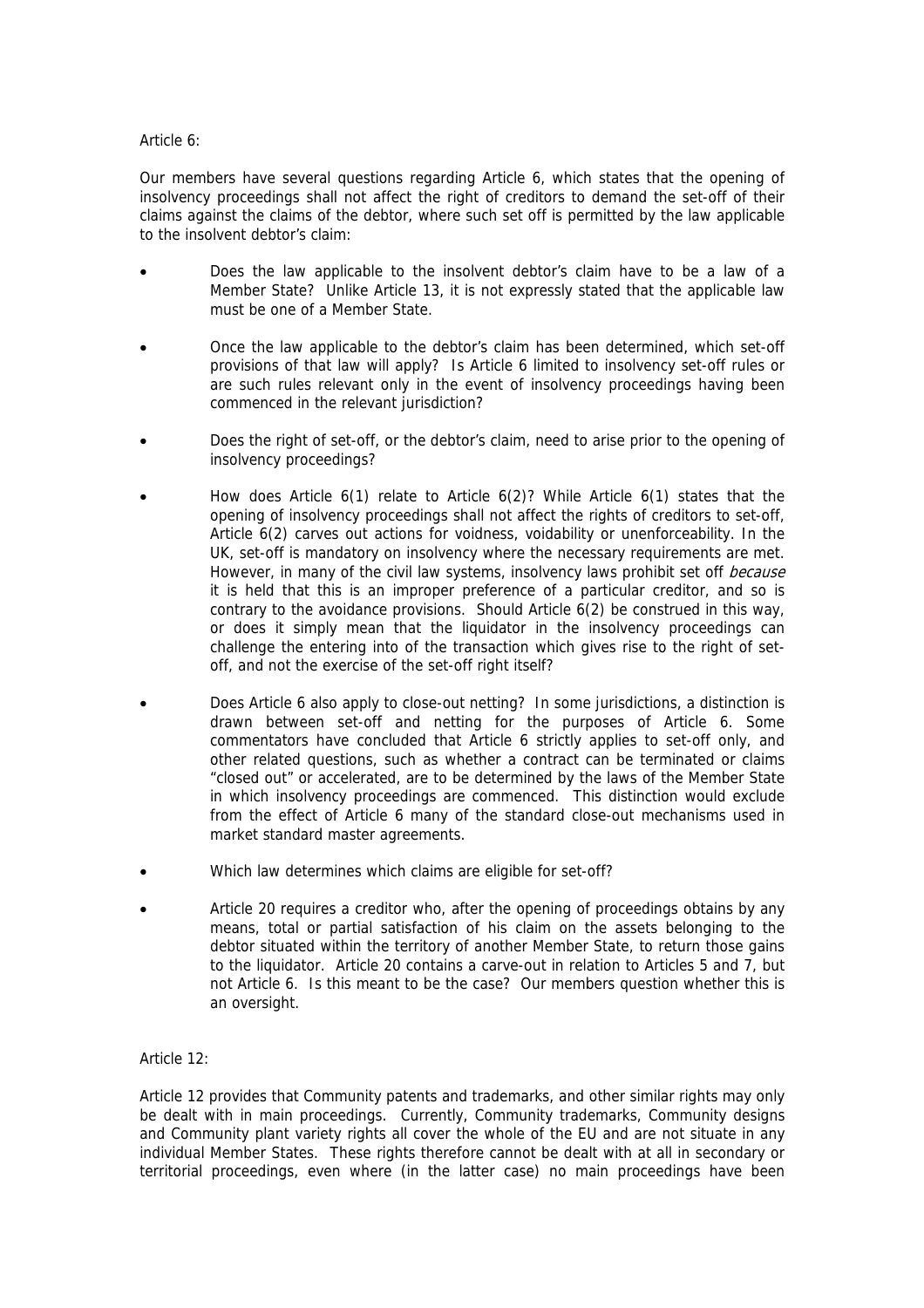Article 6:

Our members have several questions regarding Article 6, which states that the opening of insolvency proceedings shall not affect the right of creditors to demand the set-off of their claims against the claims of the debtor, where such set off is permitted by the law applicable to the insolvent debtor's claim:

- Does the law applicable to the insolvent debtor's claim have to be a law of a Member State? Unlike Article 13, it is not expressly stated that the applicable law must be one of a Member State.
- Once the law applicable to the debtor's claim has been determined, which set-off provisions of that law will apply? Is Article 6 limited to insolvency set-off rules or are such rules relevant only in the event of insolvency proceedings having been commenced in the relevant jurisdiction?
- Does the right of set-off, or the debtor's claim, need to arise prior to the opening of insolvency proceedings?
- How does Article 6(1) relate to Article 6(2)? While Article 6(1) states that the opening of insolvency proceedings shall not affect the rights of creditors to set-off, Article 6(2) carves out actions for voidness, voidability or unenforceability. In the UK, set-off is mandatory on insolvency where the necessary requirements are met. However, in many of the civil law systems, insolvency laws prohibit set off *because* it is held that this is an improper preference of a particular creditor, and so is contrary to the avoidance provisions. Should Article 6(2) be construed in this way, or does it simply mean that the liquidator in the insolvency proceedings can challenge the entering into of the transaction which gives rise to the right of set-off, and not the exercise of the set-off right itself?
- Does Article 6 also apply to close-out netting? In some jurisdictions, a distinction is drawn between set-off and netting for the purposes of Article 6. Some commentators have concluded that Article 6 strictly applies to set-off only, and other related questions, such as whether a contract can be terminated or claims "closed out" or accelerated, are to be determined by the laws of the Member State in which insolvency proceedings are commenced. This distinction would exclude from the effect of Article 6 many of the standard close-out mechanisms used in market standard master agreements.
- Which law determines which claims are eligible for set-off?
- Article 20 requires a creditor who, after the opening of proceedings obtains by any means, total or partial satisfaction of his claim on the assets belonging to the debtor situated within the territory of another Member State, to return those gains to the liquidator. Article 20 contains a carve-out in relation to Articles 5 and 7, but not Article 6. Is this meant to be the case? Our members question whether this is an oversight.

Article 12:

Article 12 provides that Community patents and trademarks, and other similar rights may only be dealt with in main proceedings. Currently, Community trademarks, Community designs and Community plant variety rights all cover the whole of the EU and are not situate in any individual Member States. These rights therefore cannot be dealt with at all in secondary or territorial proceedings, even where (in the latter case) no main proceedings have been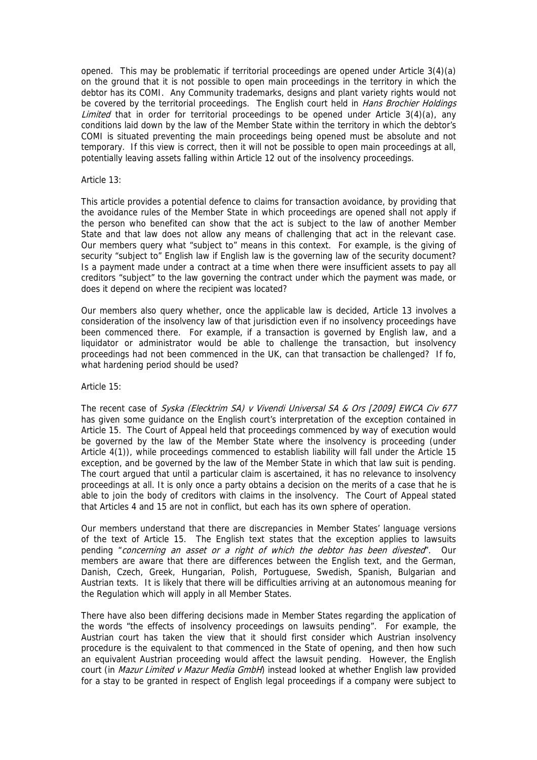opened. This may be problematic if territorial proceedings are opened under Article 3(4)(a) on the ground that it is not possible to open main proceedings in the territory in which the debtor has its COMI. Any Community trademarks, designs and plant variety rights would not be covered by the territorial proceedings. The English court held in *Hans Brochier Holdings Limited* that in order for territorial proceedings to be opened under Article 3(4)(a), any conditions laid down by the law of the Member State within the territory in which the debtor's COMI is situated preventing the main proceedings being opened must be absolute and not temporary. If this view is correct, then it will not be possible to open main proceedings at all, potentially leaving assets falling within Article 12 out of the insolvency proceedings.

Article 13:

This article provides a potential defence to claims for transaction avoidance, by providing that the avoidance rules of the Member State in which proceedings are opened shall not apply if the person who benefited can show that the act is subject to the law of another Member State and that law does not allow any means of challenging that act in the relevant case. Our members query what "subject to" means in this context. For example, is the giving of security "subject to" English law if English law is the governing law of the security document? Is a payment made under a contract at a time when there were insufficient assets to pay all creditors "subject" to the law governing the contract under which the payment was made, or does it depend on where the recipient was located?

Our members also query whether, once the applicable law is decided, Article 13 involves a consideration of the insolvency law of that jurisdiction even if no insolvency proceedings have been commenced there. For example, if a transaction is governed by English law, and a liquidator or administrator would be able to challenge the transaction, but insolvency proceedings had not been commenced in the UK, can that transaction be challenged? If fo, what hardening period should be used?

Article 15:

The recent case of *Syska (Elecktrim SA) v Vivendi Universal SA & Ors [2009] EWCA Civ 677* has given some guidance on the English court's interpretation of the exception contained in Article 15. The Court of Appeal held that proceedings commenced by way of execution would be governed by the law of the Member State where the insolvency is proceeding (under Article 4(1)), while proceedings commenced to establish liability will fall under the Article 15 exception, and be governed by the law of the Member State in which that law suit is pending. The court argued that until a particular claim is ascertained, it has no relevance to insolvency proceedings at all. It is only once a party obtains a decision on the merits of a case that he is able to join the body of creditors with claims in the insolvency. The Court of Appeal stated that Articles 4 and 15 are not in conflict, but each has its own sphere of operation.

Our members understand that there are discrepancies in Member States' language versions of the text of Article 15. The English text states that the exception applies to lawsuits pending "*concerning an asset or a right of which the debtor has been divested*". Our members are aware that there are differences between the English text, and the German, Danish, Czech, Greek, Hungarian, Polish, Portuguese, Swedish, Spanish, Bulgarian and Austrian texts. It is likely that there will be difficulties arriving at an autonomous meaning for the Regulation which will apply in all Member States.

There have also been differing decisions made in Member States regarding the application of the words "the effects of insolvency proceedings on lawsuits pending". For example, the Austrian court has taken the view that it should first consider which Austrian insolvency procedure is the equivalent to that commenced in the State of opening, and then how such an equivalent Austrian proceeding would affect the lawsuit pending. However, the English court (in *Mazur Limited v Mazur Media GmbH*) instead looked at whether English law provided for a stay to be granted in respect of English legal proceedings if a company were subject to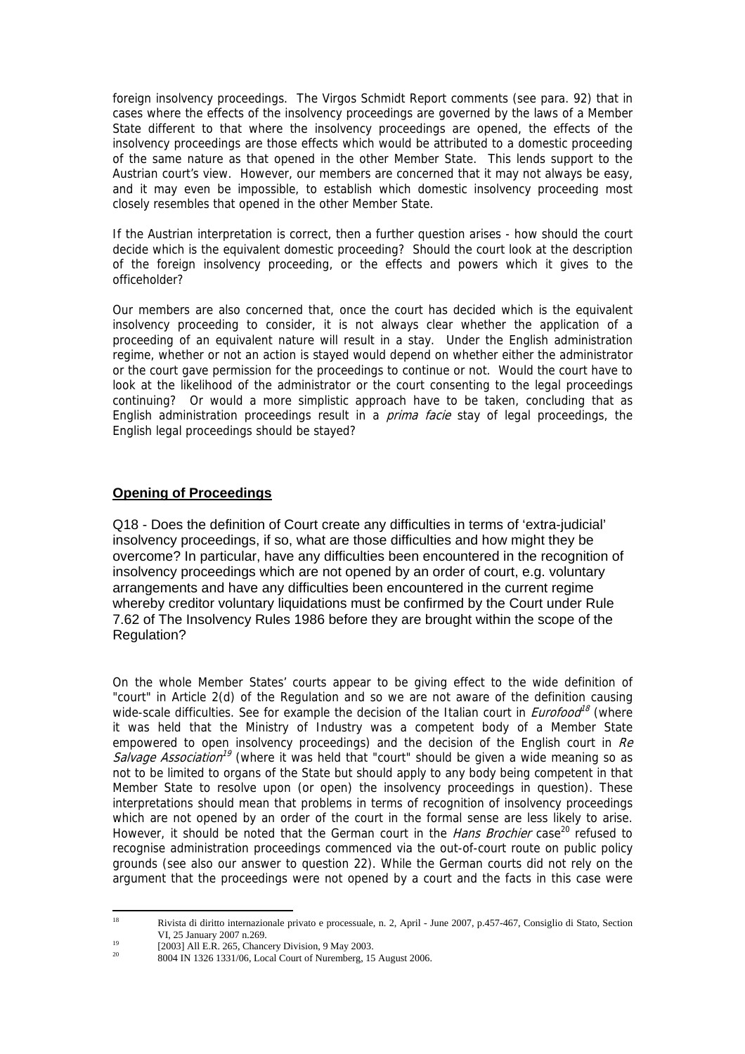foreign insolvency proceedings. The Virgos Schmidt Report comments (see para. 92) that in cases where the effects of the insolvency proceedings are governed by the laws of a Member State different to that where the insolvency proceedings are opened, the effects of the insolvency proceedings are those effects which would be attributed to a domestic proceeding of the same nature as that opened in the other Member State. This lends support to the Austrian court's view. However, our members are concerned that it may not always be easy, and it may even be impossible, to establish which domestic insolvency proceeding most closely resembles that opened in the other Member State.

If the Austrian interpretation is correct, then a further question arises - how should the court decide which is the equivalent domestic proceeding? Should the court look at the description of the foreign insolvency proceeding, or the effects and powers which it gives to the officeholder?

Our members are also concerned that, once the court has decided which is the equivalent insolvency proceeding to consider, it is not always clear whether the application of a proceeding of an equivalent nature will result in a stay. Under the English administration regime, whether or not an action is stayed would depend on whether either the administrator or the court gave permission for the proceedings to continue or not. Would the court have to look at the likelihood of the administrator or the court consenting to the legal proceedings continuing? Or would a more simplistic approach have to be taken, concluding that as English administration proceedings result in a *prima facie* stay of legal proceedings, the English legal proceedings should be stayed?

## Opening of Proceedings

Q18 - Does the definition of Court create any difficulties in terms of 'extra-judicial' insolvency proceedings, if so, what are those difficulties and how might they be overcome? In particular, have any difficulties been encountered in the recognition of insolvency proceedings which are not opened by an order of court, e.g. voluntary arrangements and have any difficulties been encountered in the current regime whereby creditor voluntary liquidations must be confirmed by the Court under Rule 7.62 of The Insolvency Rules 1986 before they are brought within the scope of the Regulation?

On the whole Member States' courts appear to be giving effect to the wide definition of "court" in Article 2(d) of the Regulation and so we are not aware of the definition causing wide-scale difficulties. See for example the decision of the Italian court in *Eurofood*[18] (where it was held that the Ministry of Industry was a competent body of a Member State empowered to open insolvency proceedings) and the decision of the English court in *Re Salvage Association*[19] (where it was held that "court" should be given a wide meaning so as not to be limited to organs of the State but should apply to any body being competent in that Member State to resolve upon (or open) the insolvency proceedings in question). These interpretations should mean that problems in terms of recognition of insolvency proceedings which are not opened by an order of the court in the formal sense are less likely to arise. However, it should be noted that the German court in the *Hans Brochier* case[20] refused to recognise administration proceedings commenced via the out-of-court route on public policy grounds (see also our answer to question 22). While the German courts did not rely on the argument that the proceedings were not opened by a court and the facts in this case were

---

[18] Rivista di diritto internazionale privato e processuale, n. 2, April - June 2007, p.457-467, Consiglio di Stato, Section VI, 25 January 2007 n.269.

[19] [2003] All E.R. 265, Chancery Division, 9 May 2003.

[20] 8004 IN 1326 1331/06, Local Court of Nuremberg, 15 August 2006.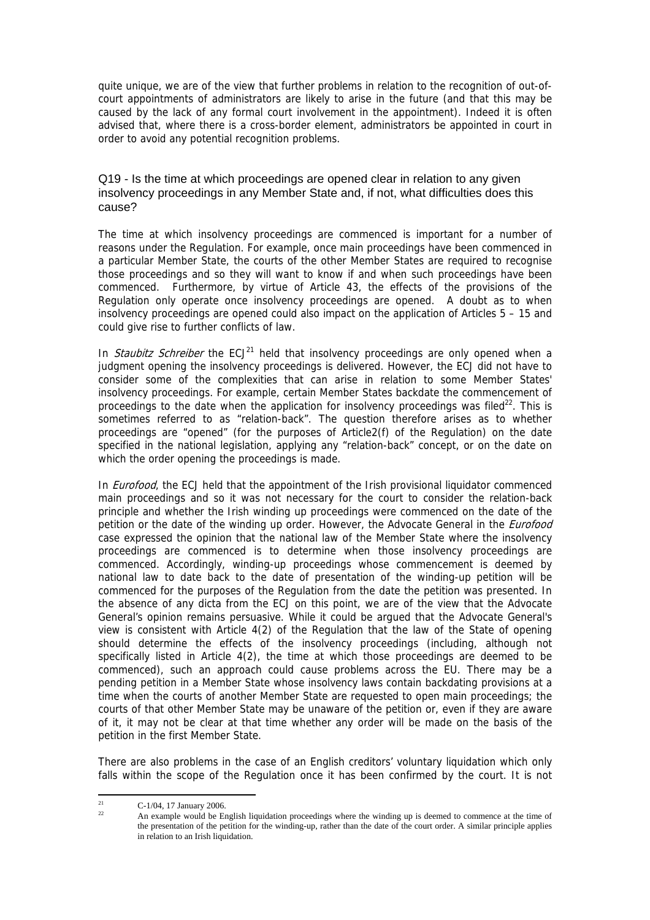quite unique, we are of the view that further problems in relation to the recognition of out-of-court appointments of administrators are likely to arise in the future (and that this may be caused by the lack of any formal court involvement in the appointment). Indeed it is often advised that, where there is a cross-border element, administrators be appointed in court in order to avoid any potential recognition problems.

### Q19 - Is the time at which proceedings are opened clear in relation to any given insolvency proceedings in any Member State and, if not, what difficulties does this cause?

The time at which insolvency proceedings are commenced is important for a number of reasons under the Regulation. For example, once main proceedings have been commenced in a particular Member State, the courts of the other Member States are required to recognise those proceedings and so they will want to know if and when such proceedings have been commenced. Furthermore, by virtue of Article 43, the effects of the provisions of the Regulation only operate once insolvency proceedings are opened. A doubt as to when insolvency proceedings are opened could also impact on the application of Articles 5 – 15 and could give rise to further conflicts of law.

In *Staubitz Schreiber* the ECJ[21] held that insolvency proceedings are only opened when a judgment opening the insolvency proceedings is delivered. However, the ECJ did not have to consider some of the complexities that can arise in relation to some Member States' insolvency proceedings. For example, certain Member States backdate the commencement of proceedings to the date when the application for insolvency proceedings was filed[22]. This is sometimes referred to as "relation-back". The question therefore arises as to whether proceedings are "opened" (for the purposes of Article2(f) of the Regulation) on the date specified in the national legislation, applying any "relation-back" concept, or on the date on which the order opening the proceedings is made.

In *Eurofood*, the ECJ held that the appointment of the Irish provisional liquidator commenced main proceedings and so it was not necessary for the court to consider the relation-back principle and whether the Irish winding up proceedings were commenced on the date of the petition or the date of the winding up order. However, the Advocate General in the *Eurofood* case expressed the opinion that the national law of the Member State where the insolvency proceedings are commenced is to determine when those insolvency proceedings are commenced. Accordingly, winding-up proceedings whose commencement is deemed by national law to date back to the date of presentation of the winding-up petition will be commenced for the purposes of the Regulation from the date the petition was presented. In the absence of any dicta from the ECJ on this point, we are of the view that the Advocate General's opinion remains persuasive. While it could be argued that the Advocate General's view is consistent with Article 4(2) of the Regulation that the law of the State of opening should determine the effects of the insolvency proceedings (including, although not specifically listed in Article 4(2), the time at which those proceedings are deemed to be commenced), such an approach could cause problems across the EU. There may be a pending petition in a Member State whose insolvency laws contain backdating provisions at a time when the courts of another Member State are requested to open main proceedings; the courts of that other Member State may be unaware of the petition or, even if they are aware of it, it may not be clear at that time whether any order will be made on the basis of the petition in the first Member State.

There are also problems in the case of an English creditors' voluntary liquidation which only falls within the scope of the Regulation once it has been confirmed by the court. It is not

---

[21] C-1/04, 17 January 2006.

[22] An example would be English liquidation proceedings where the winding up is deemed to commence at the time of the presentation of the petition for the winding-up, rather than the date of the court order. A similar principle applies in relation to an Irish liquidation.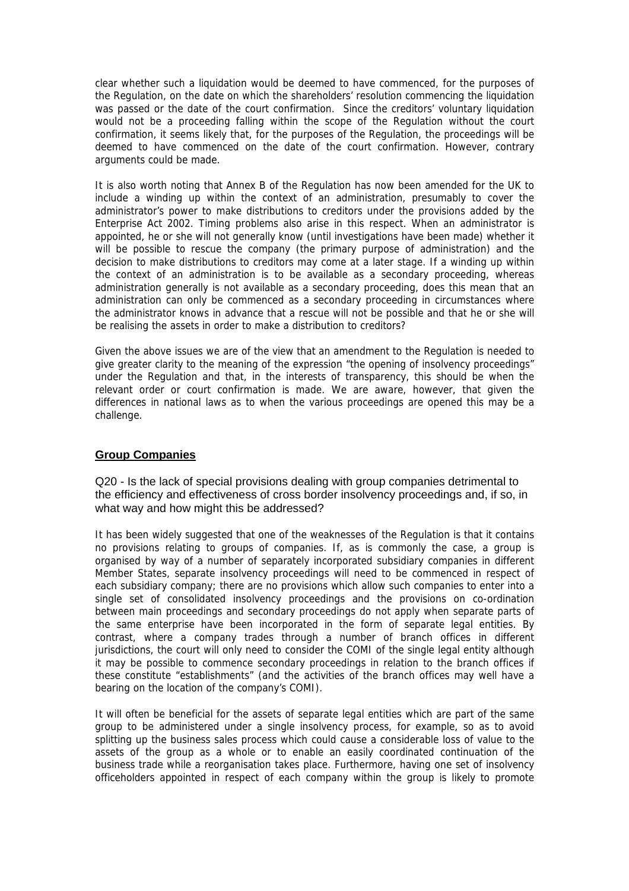clear whether such a liquidation would be deemed to have commenced, for the purposes of the Regulation, on the date on which the shareholders' resolution commencing the liquidation was passed or the date of the court confirmation. Since the creditors' voluntary liquidation would not be a proceeding falling within the scope of the Regulation without the court confirmation, it seems likely that, for the purposes of the Regulation, the proceedings will be deemed to have commenced on the date of the court confirmation. However, contrary arguments could be made.

It is also worth noting that Annex B of the Regulation has now been amended for the UK to include a winding up within the context of an administration, presumably to cover the administrator's power to make distributions to creditors under the provisions added by the Enterprise Act 2002. Timing problems also arise in this respect. When an administrator is appointed, he or she will not generally know (until investigations have been made) whether it will be possible to rescue the company (the primary purpose of administration) and the decision to make distributions to creditors may come at a later stage. If a winding up within the context of an administration is to be available as a secondary proceeding, whereas administration generally is not available as a secondary proceeding, does this mean that an administration can only be commenced as a secondary proceeding in circumstances where the administrator knows in advance that a rescue will not be possible and that he or she will be realising the assets in order to make a distribution to creditors?

Given the above issues we are of the view that an amendment to the Regulation is needed to give greater clarity to the meaning of the expression "the opening of insolvency proceedings" under the Regulation and that, in the interests of transparency, this should be when the relevant order or court confirmation is made. We are aware, however, that given the differences in national laws as to when the various proceedings are opened this may be a challenge.

## Group Companies

Q20 - Is the lack of special provisions dealing with group companies detrimental to the efficiency and effectiveness of cross border insolvency proceedings and, if so, in what way and how might this be addressed?

It has been widely suggested that one of the weaknesses of the Regulation is that it contains no provisions relating to groups of companies. If, as is commonly the case, a group is organised by way of a number of separately incorporated subsidiary companies in different Member States, separate insolvency proceedings will need to be commenced in respect of each subsidiary company; there are no provisions which allow such companies to enter into a single set of consolidated insolvency proceedings and the provisions on co-ordination between main proceedings and secondary proceedings do not apply when separate parts of the same enterprise have been incorporated in the form of separate legal entities. By contrast, where a company trades through a number of branch offices in different jurisdictions, the court will only need to consider the COMI of the single legal entity although it may be possible to commence secondary proceedings in relation to the branch offices if these constitute "establishments" (and the activities of the branch offices may well have a bearing on the location of the company's COMI).

It will often be beneficial for the assets of separate legal entities which are part of the same group to be administered under a single insolvency process, for example, so as to avoid splitting up the business sales process which could cause a considerable loss of value to the assets of the group as a whole or to enable an easily coordinated continuation of the business trade while a reorganisation takes place. Furthermore, having one set of insolvency officeholders appointed in respect of each company within the group is likely to promote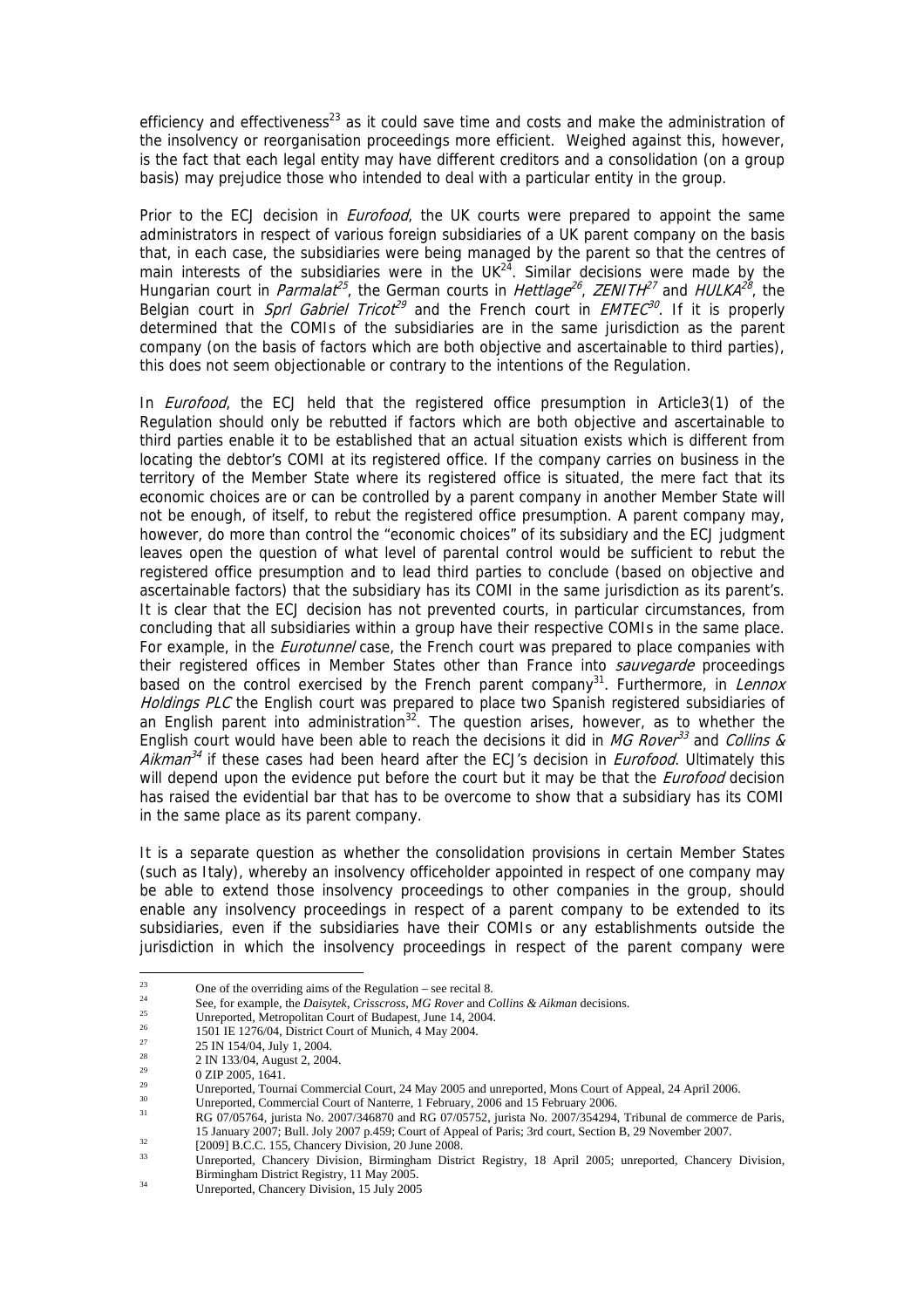efficiency and effectiveness[23] as it could save time and costs and make the administration of the insolvency or reorganisation proceedings more efficient. Weighed against this, however, is the fact that each legal entity may have different creditors and a consolidation (on a group basis) may prejudice those who intended to deal with a particular entity in the group.

Prior to the ECJ decision in *Eurofood*, the UK courts were prepared to appoint the same administrators in respect of various foreign subsidiaries of a UK parent company on the basis that, in each case, the subsidiaries were being managed by the parent so that the centres of main interests of the subsidiaries were in the UK[24]. Similar decisions were made by the Hungarian court in *Parmalat*[25], the German courts in *Hettlage*[26], *ZENITH*[27] and *HULKA*[28], the Belgian court in *Sprl Gabriel Tricot*[29] and the French court in *EMTEC*[30]. If it is properly determined that the COMIs of the subsidiaries are in the same jurisdiction as the parent company (on the basis of factors which are both objective and ascertainable to third parties), this does not seem objectionable or contrary to the intentions of the Regulation.

In *Eurofood*, the ECJ held that the registered office presumption in Article3(1) of the Regulation should only be rebutted if factors which are both objective and ascertainable to third parties enable it to be established that an actual situation exists which is different from locating the debtor's COMI at its registered office. If the company carries on business in the territory of the Member State where its registered office is situated, the mere fact that its economic choices are or can be controlled by a parent company in another Member State will not be enough, of itself, to rebut the registered office presumption. A parent company may, however, do more than control the "economic choices" of its subsidiary and the ECJ judgment leaves open the question of what level of parental control would be sufficient to rebut the registered office presumption and to lead third parties to conclude (based on objective and ascertainable factors) that the subsidiary has its COMI in the same jurisdiction as its parent's. It is clear that the ECJ decision has not prevented courts, in particular circumstances, from concluding that all subsidiaries within a group have their respective COMIs in the same place. For example, in the *Eurotunnel* case, the French court was prepared to place companies with their registered offices in Member States other than France into *sauvegarde* proceedings based on the control exercised by the French parent company[31]. Furthermore, in *Lennox Holdings PLC* the English court was prepared to place two Spanish registered subsidiaries of an English parent into administration[32]. The question arises, however, as to whether the English court would have been able to reach the decisions it did in *MG Rover*[33] and *Collins & Aikman*[34] if these cases had been heard after the ECJ's decision in *Eurofood*. Ultimately this will depend upon the evidence put before the court but it may be that the *Eurofood* decision has raised the evidential bar that has to be overcome to show that a subsidiary has its COMI in the same place as its parent company.

It is a separate question as whether the consolidation provisions in certain Member States (such as Italy), whereby an insolvency officeholder appointed in respect of one company may be able to extend those insolvency proceedings to other companies in the group, should enable any insolvency proceedings in respect of a parent company to be extended to its subsidiaries, even if the subsidiaries have their COMIs or any establishments outside the jurisdiction in which the insolvency proceedings in respect of the parent company were

---

[23] One of the overriding aims of the Regulation – see recital 8.

[24] See, for example, the *Daisytek*, *Crisscross*, *MG Rover* and *Collins & Aikman* decisions.

[25] Unreported, Metropolitan Court of Budapest, June 14, 2004.

[26] 1501 IE 1276/04, District Court of Munich, 4 May 2004.

[27] 25 IN 154/04, July 1, 2004.

[28] 2 IN 133/04, August 2, 2004.

[29] 0 ZIP 2005, 1641.

[29] Unreported, Tournai Commercial Court, 24 May 2005 and unreported, Mons Court of Appeal, 24 April 2006.

[30] Unreported, Commercial Court of Nanterre, 1 February, 2006 and 15 February 2006.

[31] RG 07/05764, jurista No. 2007/346870 and RG 07/05752, jurista No. 2007/354294, Tribunal de commerce de Paris, 15 January 2007; Bull. Joly 2007 p.459; Court of Appeal of Paris; 3rd court, Section B, 29 November 2007.

[32] [2009] B.C.C. 155, Chancery Division, 20 June 2008.

[33] Unreported, Chancery Division, Birmingham District Registry, 18 April 2005; unreported, Chancery Division, Birmingham District Registry, 11 May 2005.

[34] Unreported, Chancery Division, 15 July 2005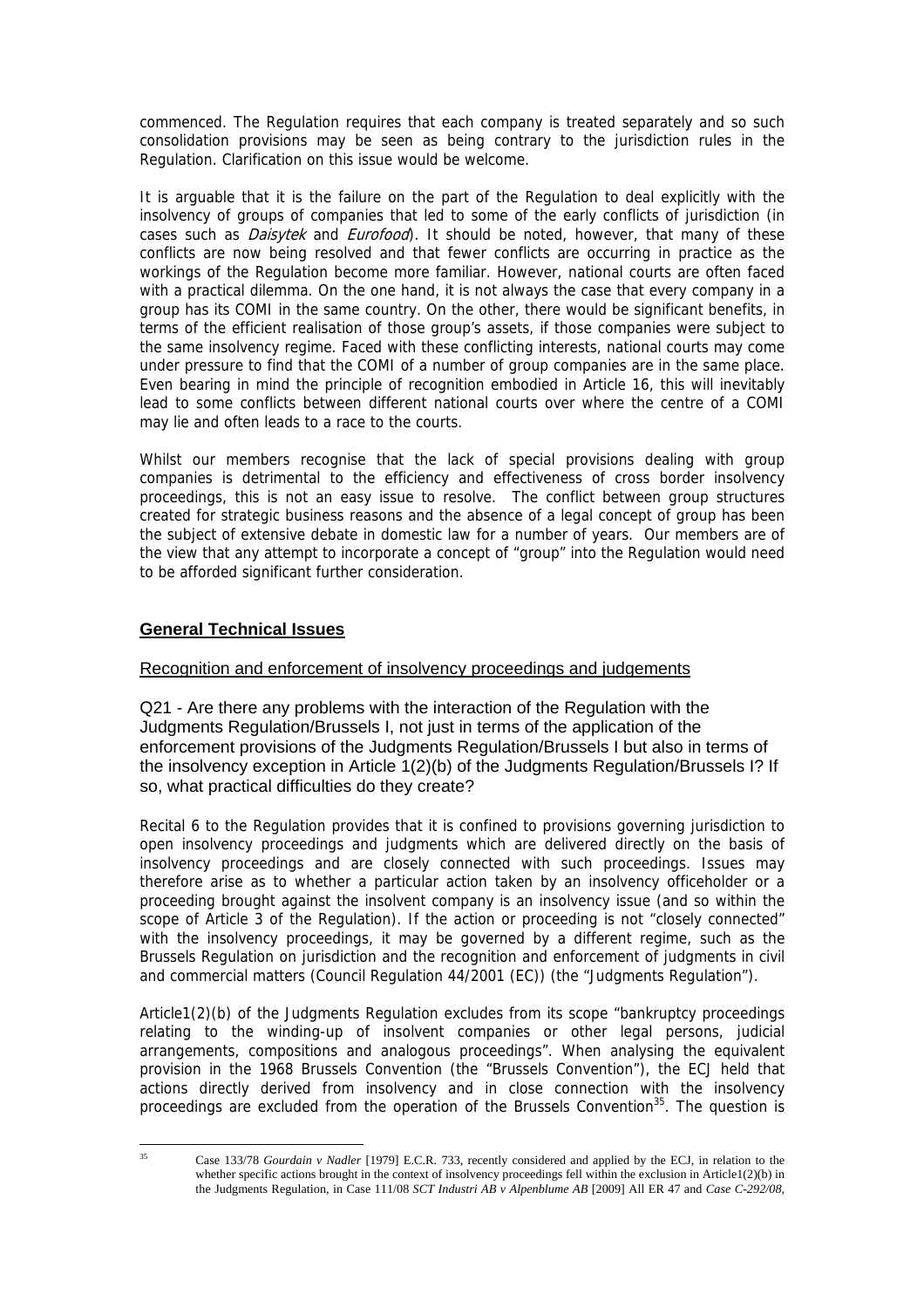commenced. The Regulation requires that each company is treated separately and so such consolidation provisions may be seen as being contrary to the jurisdiction rules in the Regulation. Clarification on this issue would be welcome.

It is arguable that it is the failure on the part of the Regulation to deal explicitly with the insolvency of groups of companies that led to some of the early conflicts of jurisdiction (in cases such as *Daisytek* and *Eurofood*). It should be noted, however, that many of these conflicts are now being resolved and that fewer conflicts are occurring in practice as the workings of the Regulation become more familiar. However, national courts are often faced with a practical dilemma. On the one hand, it is not always the case that every company in a group has its COMI in the same country. On the other, there would be significant benefits, in terms of the efficient realisation of those group's assets, if those companies were subject to the same insolvency regime. Faced with these conflicting interests, national courts may come under pressure to find that the COMI of a number of group companies are in the same place. Even bearing in mind the principle of recognition embodied in Article 16, this will inevitably lead to some conflicts between different national courts over where the centre of a COMI may lie and often leads to a race to the courts.

Whilst our members recognise that the lack of special provisions dealing with group companies is detrimental to the efficiency and effectiveness of cross border insolvency proceedings, this is not an easy issue to resolve. The conflict between group structures created for strategic business reasons and the absence of a legal concept of group has been the subject of extensive debate in domestic law for a number of years. Our members are of the view that any attempt to incorporate a concept of "group" into the Regulation would need to be afforded significant further consideration.

## General Technical Issues

### Recognition and enforcement of insolvency proceedings and judgements

Q21 - Are there any problems with the interaction of the Regulation with the Judgments Regulation/Brussels I, not just in terms of the application of the enforcement provisions of the Judgments Regulation/Brussels I but also in terms of the insolvency exception in Article 1(2)(b) of the Judgments Regulation/Brussels I? If so, what practical difficulties do they create?

Recital 6 to the Regulation provides that it is confined to provisions governing jurisdiction to open insolvency proceedings and judgments which are delivered directly on the basis of insolvency proceedings and are closely connected with such proceedings. Issues may therefore arise as to whether a particular action taken by an insolvency officeholder or a proceeding brought against the insolvent company is an insolvency issue (and so within the scope of Article 3 of the Regulation). If the action or proceeding is not "closely connected" with the insolvency proceedings, it may be governed by a different regime, such as the Brussels Regulation on jurisdiction and the recognition and enforcement of judgments in civil and commercial matters (Council Regulation 44/2001 (EC)) (the "Judgments Regulation").

Article1(2)(b) of the Judgments Regulation excludes from its scope "bankruptcy proceedings relating to the winding-up of insolvent companies or other legal persons, judicial arrangements, compositions and analogous proceedings". When analysing the equivalent provision in the 1968 Brussels Convention (the "Brussels Convention"), the ECJ held that actions directly derived from insolvency and in close connection with the insolvency proceedings are excluded from the operation of the Brussels Convention[35]. The question is

[35] Case 133/78 *Gourdain v Nadler* [1979] E.C.R. 733, recently considered and applied by the ECJ, in relation to the whether specific actions brought in the context of insolvency proceedings fell within the exclusion in Article1(2)(b) in the Judgments Regulation, in Case 111/08 *SCT Industri AB v Alpenblume AB* [2009] All ER 47 and *Case C-292/08*,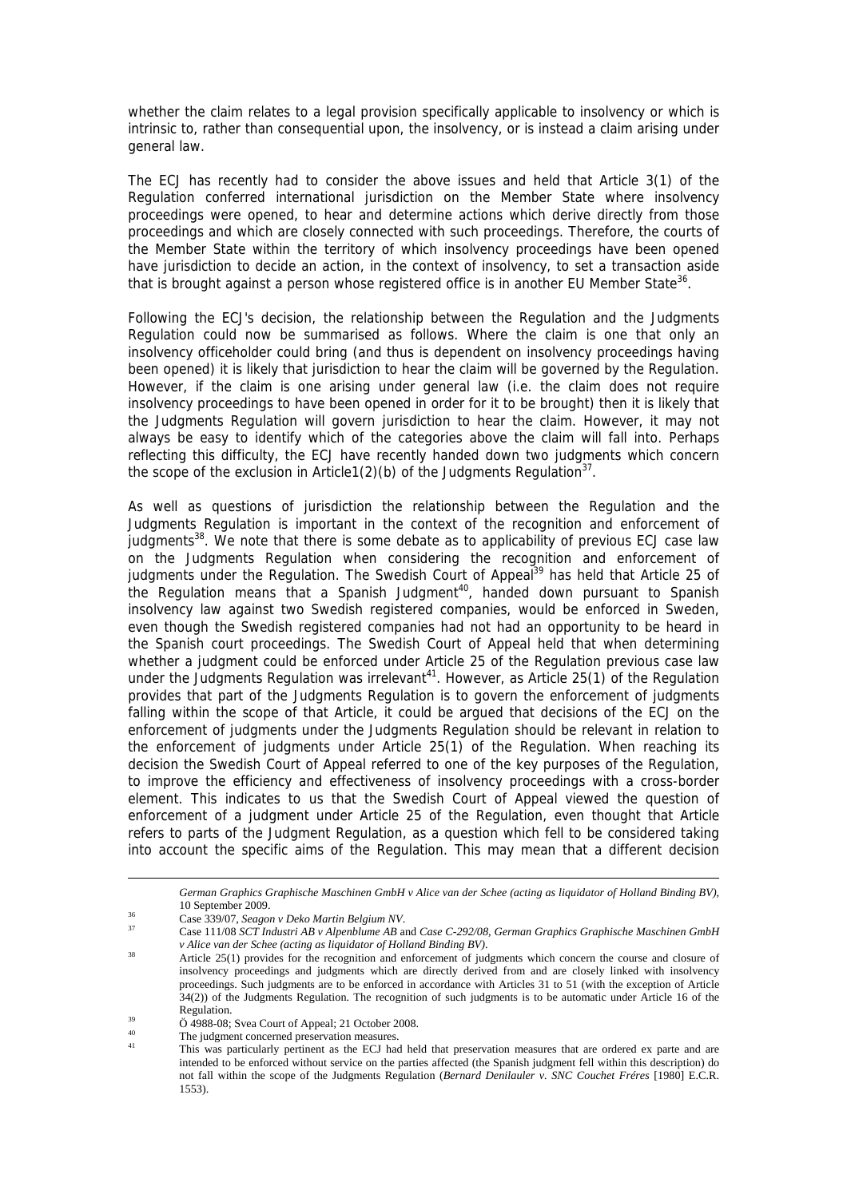whether the claim relates to a legal provision specifically applicable to insolvency or which is intrinsic to, rather than consequential upon, the insolvency, or is instead a claim arising under general law.

The ECJ has recently had to consider the above issues and held that Article 3(1) of the Regulation conferred international jurisdiction on the Member State where insolvency proceedings were opened, to hear and determine actions which derive directly from those proceedings and which are closely connected with such proceedings. Therefore, the courts of the Member State within the territory of which insolvency proceedings have been opened have jurisdiction to decide an action, in the context of insolvency, to set a transaction aside that is brought against a person whose registered office is in another EU Member State[36].

Following the ECJ's decision, the relationship between the Regulation and the Judgments Regulation could now be summarised as follows. Where the claim is one that only an insolvency officeholder could bring (and thus is dependent on insolvency proceedings having been opened) it is likely that jurisdiction to hear the claim will be governed by the Regulation. However, if the claim is one arising under general law (i.e. the claim does not require insolvency proceedings to have been opened in order for it to be brought) then it is likely that the Judgments Regulation will govern jurisdiction to hear the claim. However, it may not always be easy to identify which of the categories above the claim will fall into. Perhaps reflecting this difficulty, the ECJ have recently handed down two judgments which concern the scope of the exclusion in Article1(2)(b) of the Judgments Regulation[37].

As well as questions of jurisdiction the relationship between the Regulation and the Judgments Regulation is important in the context of the recognition and enforcement of judgments[38]. We note that there is some debate as to applicability of previous ECJ case law on the Judgments Regulation when considering the recognition and enforcement of judgments under the Regulation. The Swedish Court of Appeal[39] has held that Article 25 of the Regulation means that a Spanish Judgment[40], handed down pursuant to Spanish insolvency law against two Swedish registered companies, would be enforced in Sweden, even though the Swedish registered companies had not had an opportunity to be heard in the Spanish court proceedings. The Swedish Court of Appeal held that when determining whether a judgment could be enforced under Article 25 of the Regulation previous case law under the Judgments Regulation was irrelevant[41]. However, as Article 25(1) of the Regulation provides that part of the Judgments Regulation is to govern the enforcement of judgments falling within the scope of that Article, it could be argued that decisions of the ECJ on the enforcement of judgments under the Judgments Regulation should be relevant in relation to the enforcement of judgments under Article 25(1) of the Regulation. When reaching its decision the Swedish Court of Appeal referred to one of the key purposes of the Regulation, to improve the efficiency and effectiveness of insolvency proceedings with a cross-border element. This indicates to us that the Swedish Court of Appeal viewed the question of enforcement of a judgment under Article 25 of the Regulation, even thought that Article refers to parts of the Judgment Regulation, as a question which fell to be considered taking into account the specific aims of the Regulation. This may mean that a different decision

---

*German Graphics Graphische Maschinen GmbH v Alice van der Schee (acting as liquidator of Holland Binding BV)*, 10 September 2009.

[36] Case 339/07, *Seagon v Deko Martin Belgium NV*.

[37] Case 111/08 *SCT Industri AB v Alpenblume AB* and *Case C-292/08, German Graphics Graphische Maschinen GmbH v Alice van der Schee (acting as liquidator of Holland Binding BV)*.

[38] Article 25(1) provides for the recognition and enforcement of judgments which concern the course and closure of insolvency proceedings and judgments which are directly derived from and are closely linked with insolvency proceedings. Such judgments are to be enforced in accordance with Articles 31 to 51 (with the exception of Article 34(2)) of the Judgments Regulation. The recognition of such judgments is to be automatic under Article 16 of the Regulation.

[39] Ö 4988-08; Svea Court of Appeal; 21 October 2008.

[40] The judgment concerned preservation measures.

[41] This was particularly pertinent as the ECJ had held that preservation measures that are ordered ex parte and are intended to be enforced without service on the parties affected (the Spanish judgment fell within this description) do not fall within the scope of the Judgments Regulation (*Bernard Denilauler v. SNC Couchet Fréres* [1980] E.C.R. 1553).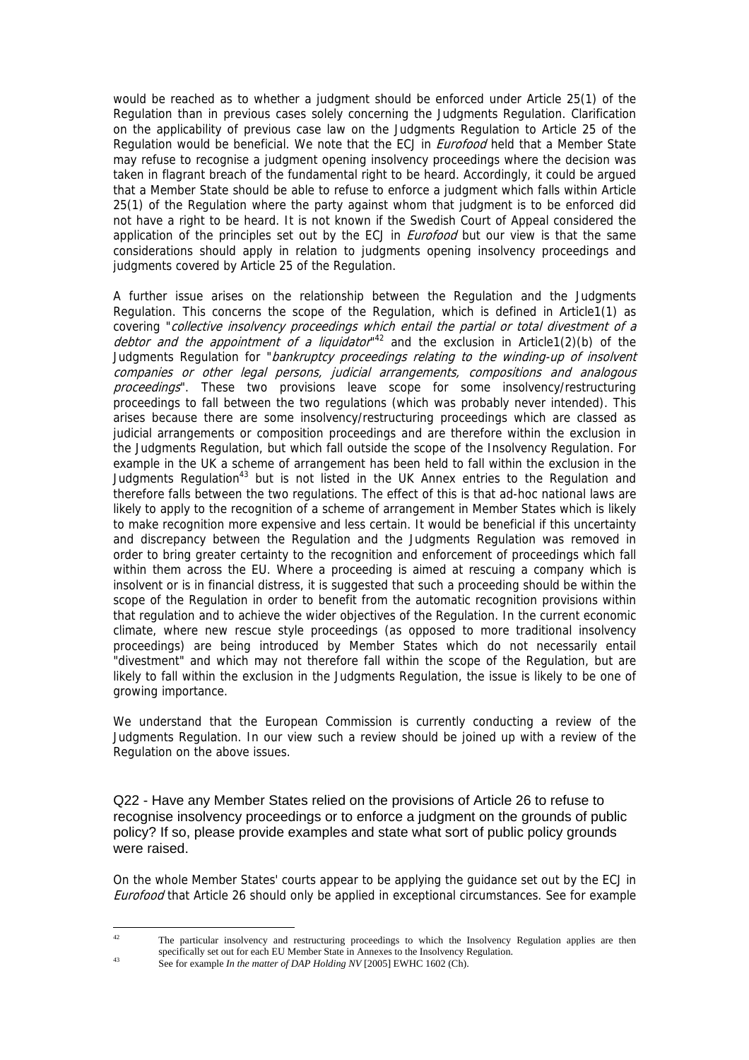would be reached as to whether a judgment should be enforced under Article 25(1) of the Regulation than in previous cases solely concerning the Judgments Regulation. Clarification on the applicability of previous case law on the Judgments Regulation to Article 25 of the Regulation would be beneficial. We note that the ECJ in *Eurofood* held that a Member State may refuse to recognise a judgment opening insolvency proceedings where the decision was taken in flagrant breach of the fundamental right to be heard. Accordingly, it could be argued that a Member State should be able to refuse to enforce a judgment which falls within Article 25(1) of the Regulation where the party against whom that judgment is to be enforced did not have a right to be heard. It is not known if the Swedish Court of Appeal considered the application of the principles set out by the ECJ in *Eurofood* but our view is that the same considerations should apply in relation to judgments opening insolvency proceedings and judgments covered by Article 25 of the Regulation.

A further issue arises on the relationship between the Regulation and the Judgments Regulation. This concerns the scope of the Regulation, which is defined in Article1(1) as covering "*collective insolvency proceedings which entail the partial or total divestment of a debtor and the appointment of a liquidator*"[42] and the exclusion in Article1(2)(b) of the Judgments Regulation for "*bankruptcy proceedings relating to the winding-up of insolvent companies or other legal persons, judicial arrangements, compositions and analogous proceedings*". These two provisions leave scope for some insolvency/restructuring proceedings to fall between the two regulations (which was probably never intended). This arises because there are some insolvency/restructuring proceedings which are classed as judicial arrangements or composition proceedings and are therefore within the exclusion in the Judgments Regulation, but which fall outside the scope of the Insolvency Regulation. For example in the UK a scheme of arrangement has been held to fall within the exclusion in the Judgments Regulation[43] but is not listed in the UK Annex entries to the Regulation and therefore falls between the two regulations. The effect of this is that ad-hoc national laws are likely to apply to the recognition of a scheme of arrangement in Member States which is likely to make recognition more expensive and less certain. It would be beneficial if this uncertainty and discrepancy between the Regulation and the Judgments Regulation was removed in order to bring greater certainty to the recognition and enforcement of proceedings which fall within them across the EU. Where a proceeding is aimed at rescuing a company which is insolvent or is in financial distress, it is suggested that such a proceeding should be within the scope of the Regulation in order to benefit from the automatic recognition provisions within that regulation and to achieve the wider objectives of the Regulation. In the current economic climate, where new rescue style proceedings (as opposed to more traditional insolvency proceedings) are being introduced by Member States which do not necessarily entail "divestment" and which may not therefore fall within the scope of the Regulation, but are likely to fall within the exclusion in the Judgments Regulation, the issue is likely to be one of growing importance.

We understand that the European Commission is currently conducting a review of the Judgments Regulation. In our view such a review should be joined up with a review of the Regulation on the above issues.

## Q22 - Have any Member States relied on the provisions of Article 26 to refuse to recognise insolvency proceedings or to enforce a judgment on the grounds of public policy? If so, please provide examples and state what sort of public policy grounds were raised.

On the whole Member States' courts appear to be applying the guidance set out by the ECJ in *Eurofood* that Article 26 should only be applied in exceptional circumstances. See for example

---

[42] The particular insolvency and restructuring proceedings to which the Insolvency Regulation applies are then specifically set out for each EU Member State in Annexes to the Insolvency Regulation.

[43] See for example *In the matter of DAP Holding NV* [2005] EWHC 1602 (Ch).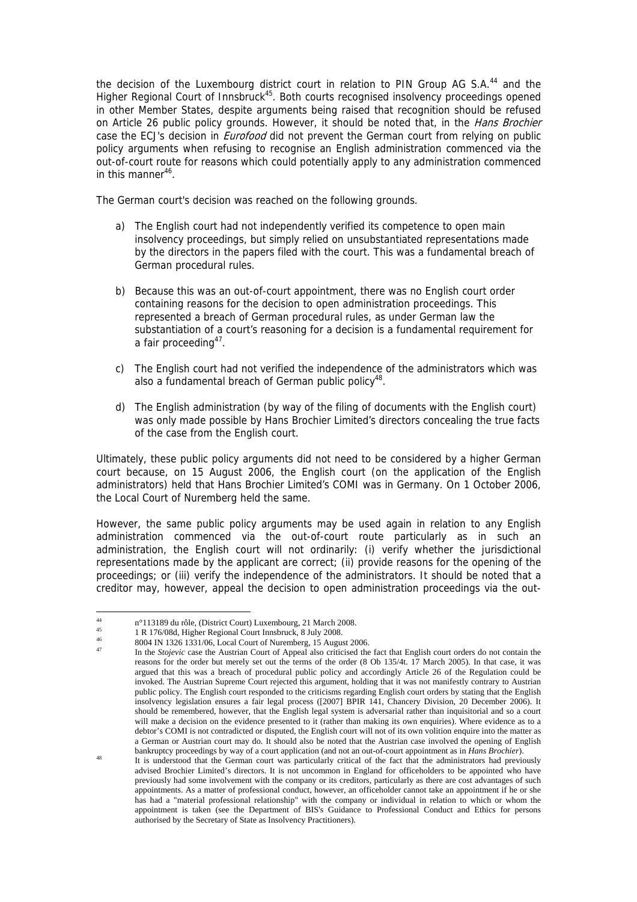the decision of the Luxembourg district court in relation to PIN Group AG S.A.[44] and the Higher Regional Court of Innsbruck[45]. Both courts recognised insolvency proceedings opened in other Member States, despite arguments being raised that recognition should be refused on Article 26 public policy grounds. However, it should be noted that, in the *Hans Brochier* case the ECJ's decision in *Eurofood* did not prevent the German court from relying on public policy arguments when refusing to recognise an English administration commenced via the out-of-court route for reasons which could potentially apply to any administration commenced in this manner[46].

The German court's decision was reached on the following grounds.

a) The English court had not independently verified its competence to open main insolvency proceedings, but simply relied on unsubstantiated representations made by the directors in the papers filed with the court. This was a fundamental breach of German procedural rules.

b) Because this was an out-of-court appointment, there was no English court order containing reasons for the decision to open administration proceedings. This represented a breach of German procedural rules, as under German law the substantiation of a court's reasoning for a decision is a fundamental requirement for a fair proceeding[47].

c) The English court had not verified the independence of the administrators which was also a fundamental breach of German public policy[48].

d) The English administration (by way of the filing of documents with the English court) was only made possible by Hans Brochier Limited's directors concealing the true facts of the case from the English court.

Ultimately, these public policy arguments did not need to be considered by a higher German court because, on 15 August 2006, the English court (on the application of the English administrators) held that Hans Brochier Limited's COMI was in Germany. On 1 October 2006, the Local Court of Nuremberg held the same.

However, the same public policy arguments may be used again in relation to any English administration commenced via the out-of-court route particularly as in such an administration, the English court will not ordinarily: (i) verify whether the jurisdictional representations made by the applicant are correct; (ii) provide reasons for the opening of the proceedings; or (iii) verify the independence of the administrators. It should be noted that a creditor may, however, appeal the decision to open administration proceedings via the out-

---

[44] n°113189 du rôle, (District Court) Luxembourg, 21 March 2008.

[45] 1 R 176/08d, Higher Regional Court Innsbruck, 8 July 2008.

[46] 8004 IN 1326 1331/06, Local Court of Nuremberg, 15 August 2006.

[47] In the *Stojevic* case the Austrian Court of Appeal also criticised the fact that English court orders do not contain the reasons for the order but merely set out the terms of the order (8 Ob 135/4t. 17 March 2005). In that case, it was argued that this was a breach of procedural public policy and accordingly Article 26 of the Regulation could be invoked. The Austrian Supreme Court rejected this argument, holding that it was not manifestly contrary to Austrian public policy. The English court responded to the criticisms regarding English court orders by stating that the English insolvency legislation ensures a fair legal process ([2007] BPIR 141, Chancery Division, 20 December 2006). It should be remembered, however, that the English legal system is adversarial rather than inquisitorial and so a court will make a decision on the evidence presented to it (rather than making its own enquiries). Where evidence as to a debtor's COMI is not contradicted or disputed, the English court will not of its own volition enquire into the matter as a German or Austrian court may do. It should also be noted that the Austrian case involved the opening of English bankruptcy proceedings by way of a court application (and not an out-of-court appointment as in *Hans Brochier*).

[48] It is understood that the German court was particularly critical of the fact that the administrators had previously advised Brochier Limited's directors. It is not uncommon in England for officeholders to be appointed who have previously had some involvement with the company or its creditors, particularly as there are cost advantages of such appointments. As a matter of professional conduct, however, an officeholder cannot take an appointment if he or she has had a "material professional relationship" with the company or individual in relation to which or whom the appointment is taken (see the Department of BIS's Guidance to Professional Conduct and Ethics for persons authorised by the Secretary of State as Insolvency Practitioners).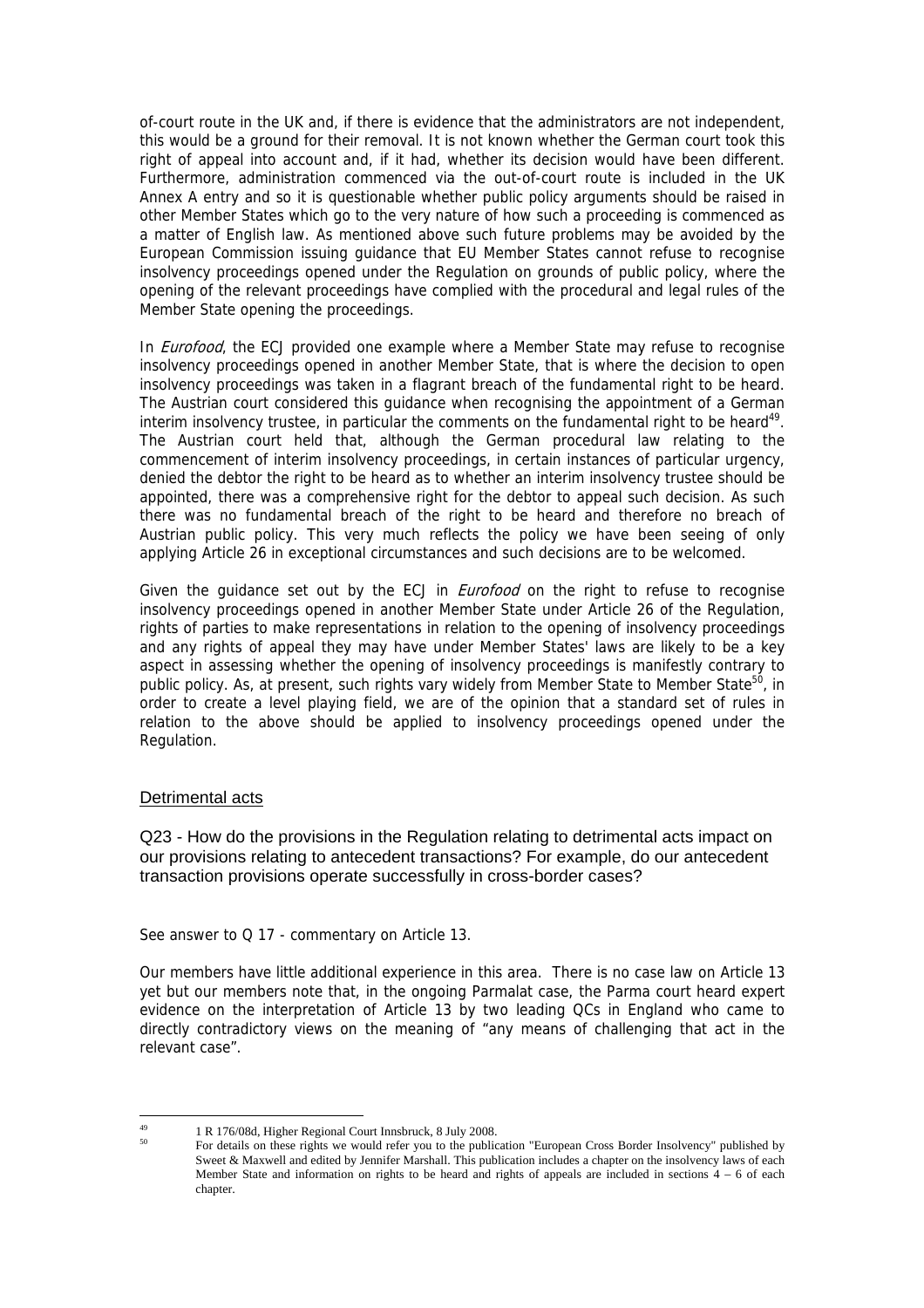of-court route in the UK and, if there is evidence that the administrators are not independent, this would be a ground for their removal. It is not known whether the German court took this right of appeal into account and, if it had, whether its decision would have been different. Furthermore, administration commenced via the out-of-court route is included in the UK Annex A entry and so it is questionable whether public policy arguments should be raised in other Member States which go to the very nature of how such a proceeding is commenced as a matter of English law. As mentioned above such future problems may be avoided by the European Commission issuing guidance that EU Member States cannot refuse to recognise insolvency proceedings opened under the Regulation on grounds of public policy, where the opening of the relevant proceedings have complied with the procedural and legal rules of the Member State opening the proceedings.

In *Eurofood*, the ECJ provided one example where a Member State may refuse to recognise insolvency proceedings opened in another Member State, that is where the decision to open insolvency proceedings was taken in a flagrant breach of the fundamental right to be heard. The Austrian court considered this guidance when recognising the appointment of a German interim insolvency trustee, in particular the comments on the fundamental right to be heard[49]. The Austrian court held that, although the German procedural law relating to the commencement of interim insolvency proceedings, in certain instances of particular urgency, denied the debtor the right to be heard as to whether an interim insolvency trustee should be appointed, there was a comprehensive right for the debtor to appeal such decision. As such there was no fundamental breach of the right to be heard and therefore no breach of Austrian public policy. This very much reflects the policy we have been seeing of only applying Article 26 in exceptional circumstances and such decisions are to be welcomed.

Given the guidance set out by the ECJ in *Eurofood* on the right to refuse to recognise insolvency proceedings opened in another Member State under Article 26 of the Regulation, rights of parties to make representations in relation to the opening of insolvency proceedings and any rights of appeal they may have under Member States' laws are likely to be a key aspect in assessing whether the opening of insolvency proceedings is manifestly contrary to public policy. As, at present, such rights vary widely from Member State to Member State[50], in order to create a level playing field, we are of the opinion that a standard set of rules in relation to the above should be applied to insolvency proceedings opened under the Regulation.

## Detrimental acts

Q23 - How do the provisions in the Regulation relating to detrimental acts impact on our provisions relating to antecedent transactions? For example, do our antecedent transaction provisions operate successfully in cross-border cases?

See answer to Q 17 - commentary on Article 13.

Our members have little additional experience in this area. There is no case law on Article 13 yet but our members note that, in the ongoing Parmalat case, the Parma court heard expert evidence on the interpretation of Article 13 by two leading QCs in England who came to directly contradictory views on the meaning of "any means of challenging that act in the relevant case".

---

[49] 1 R 176/08d, Higher Regional Court Innsbruck, 8 July 2008.

[50] For details on these rights we would refer you to the publication "European Cross Border Insolvency" published by Sweet & Maxwell and edited by Jennifer Marshall. This publication includes a chapter on the insolvency laws of each Member State and information on rights to be heard and rights of appeals are included in sections 4 – 6 of each chapter.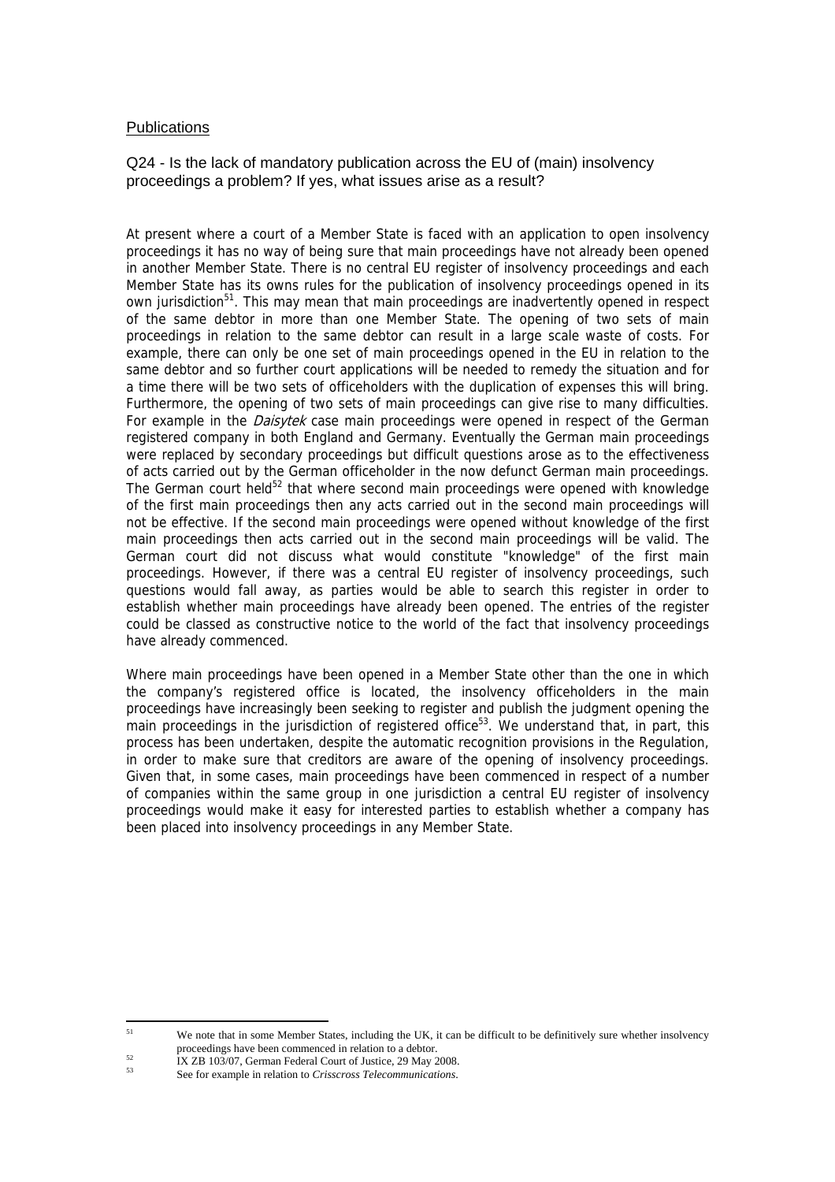Publications

## Q24 - Is the lack of mandatory publication across the EU of (main) insolvency proceedings a problem? If yes, what issues arise as a result?

At present where a court of a Member State is faced with an application to open insolvency proceedings it has no way of being sure that main proceedings have not already been opened in another Member State. There is no central EU register of insolvency proceedings and each Member State has its owns rules for the publication of insolvency proceedings opened in its own jurisdiction[51]. This may mean that main proceedings are inadvertently opened in respect of the same debtor in more than one Member State. The opening of two sets of main proceedings in relation to the same debtor can result in a large scale waste of costs. For example, there can only be one set of main proceedings opened in the EU in relation to the same debtor and so further court applications will be needed to remedy the situation and for a time there will be two sets of officeholders with the duplication of expenses this will bring. Furthermore, the opening of two sets of main proceedings can give rise to many difficulties. For example in the *Daisytek* case main proceedings were opened in respect of the German registered company in both England and Germany. Eventually the German main proceedings were replaced by secondary proceedings but difficult questions arose as to the effectiveness of acts carried out by the German officeholder in the now defunct German main proceedings. The German court held[52] that where second main proceedings were opened with knowledge of the first main proceedings then any acts carried out in the second main proceedings will not be effective. If the second main proceedings were opened without knowledge of the first main proceedings then acts carried out in the second main proceedings will be valid. The German court did not discuss what would constitute "knowledge" of the first main proceedings. However, if there was a central EU register of insolvency proceedings, such questions would fall away, as parties would be able to search this register in order to establish whether main proceedings have already been opened. The entries of the register could be classed as constructive notice to the world of the fact that insolvency proceedings have already commenced.

Where main proceedings have been opened in a Member State other than the one in which the company's registered office is located, the insolvency officeholders in the main proceedings have increasingly been seeking to register and publish the judgment opening the main proceedings in the jurisdiction of registered office[53]. We understand that, in part, this process has been undertaken, despite the automatic recognition provisions in the Regulation, in order to make sure that creditors are aware of the opening of insolvency proceedings. Given that, in some cases, main proceedings have been commenced in respect of a number of companies within the same group in one jurisdiction a central EU register of insolvency proceedings would make it easy for interested parties to establish whether a company has been placed into insolvency proceedings in any Member State.

---

[51] We note that in some Member States, including the UK, it can be difficult to be definitively sure whether insolvency proceedings have been commenced in relation to a debtor.

[52] IX ZB 103/07, German Federal Court of Justice, 29 May 2008.

[53] See for example in relation to *Crisscross Telecommunications*.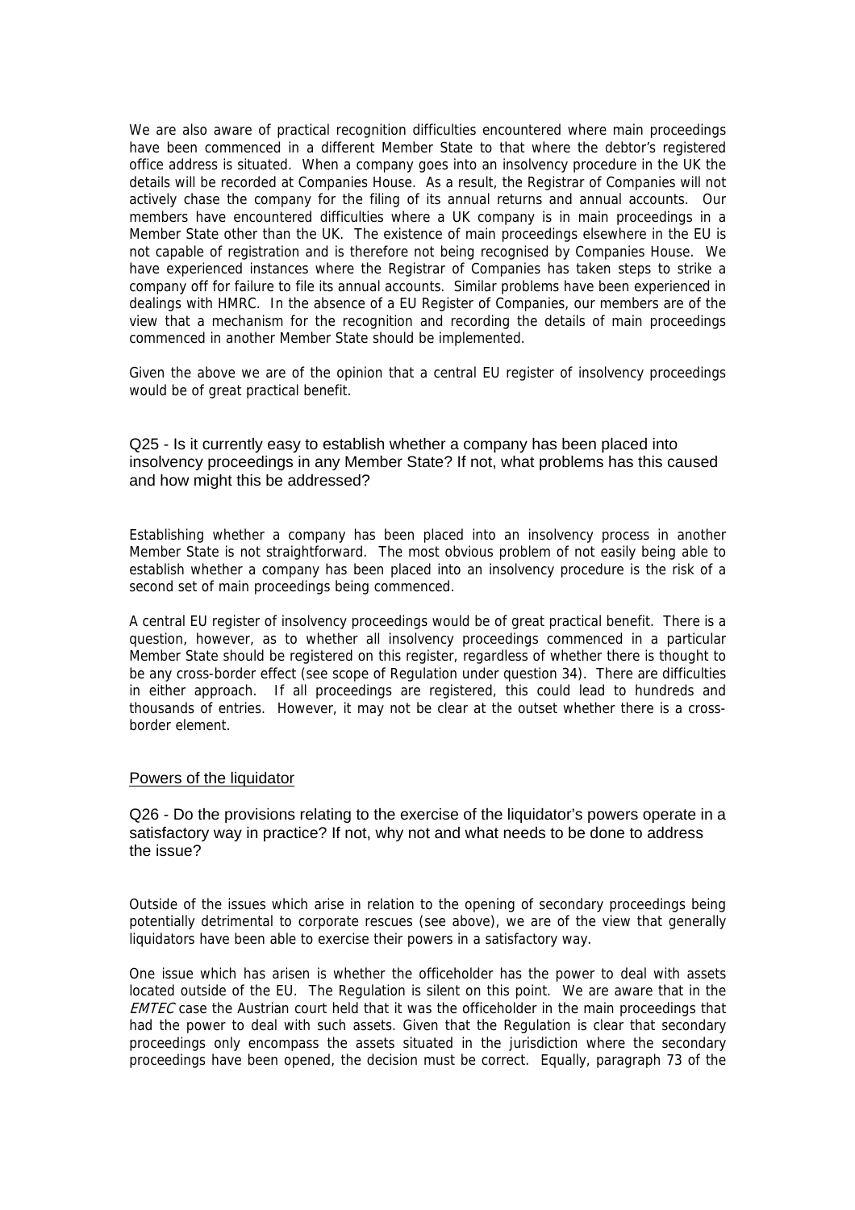We are also aware of practical recognition difficulties encountered where main proceedings have been commenced in a different Member State to that where the debtor's registered office address is situated. When a company goes into an insolvency procedure in the UK the details will be recorded at Companies House. As a result, the Registrar of Companies will not actively chase the company for the filing of its annual returns and annual accounts. Our members have encountered difficulties where a UK company is in main proceedings in a Member State other than the UK. The existence of main proceedings elsewhere in the EU is not capable of registration and is therefore not being recognised by Companies House. We have experienced instances where the Registrar of Companies has taken steps to strike a company off for failure to file its annual accounts. Similar problems have been experienced in dealings with HMRC. In the absence of a EU Register of Companies, our members are of the view that a mechanism for the recognition and recording the details of main proceedings commenced in another Member State should be implemented.

Given the above we are of the opinion that a central EU register of insolvency proceedings would be of great practical benefit.

### Q25 - Is it currently easy to establish whether a company has been placed into insolvency proceedings in any Member State? If not, what problems has this caused and how might this be addressed?

Establishing whether a company has been placed into an insolvency process in another Member State is not straightforward. The most obvious problem of not easily being able to establish whether a company has been placed into an insolvency procedure is the risk of a second set of main proceedings being commenced.

A central EU register of insolvency proceedings would be of great practical benefit. There is a question, however, as to whether all insolvency proceedings commenced in a particular Member State should be registered on this register, regardless of whether there is thought to be any cross-border effect (see scope of Regulation under question 34). There are difficulties in either approach. If all proceedings are registered, this could lead to hundreds and thousands of entries. However, it may not be clear at the outset whether there is a cross-border element.

## Powers of the liquidator

### Q26 - Do the provisions relating to the exercise of the liquidator's powers operate in a satisfactory way in practice? If not, why not and what needs to be done to address the issue?

Outside of the issues which arise in relation to the opening of secondary proceedings being potentially detrimental to corporate rescues (see above), we are of the view that generally liquidators have been able to exercise their powers in a satisfactory way.

One issue which has arisen is whether the officeholder has the power to deal with assets located outside of the EU. The Regulation is silent on this point. We are aware that in the *EMTEC* case the Austrian court held that it was the officeholder in the main proceedings that had the power to deal with such assets. Given that the Regulation is clear that secondary proceedings only encompass the assets situated in the jurisdiction where the secondary proceedings have been opened, the decision must be correct. Equally, paragraph 73 of the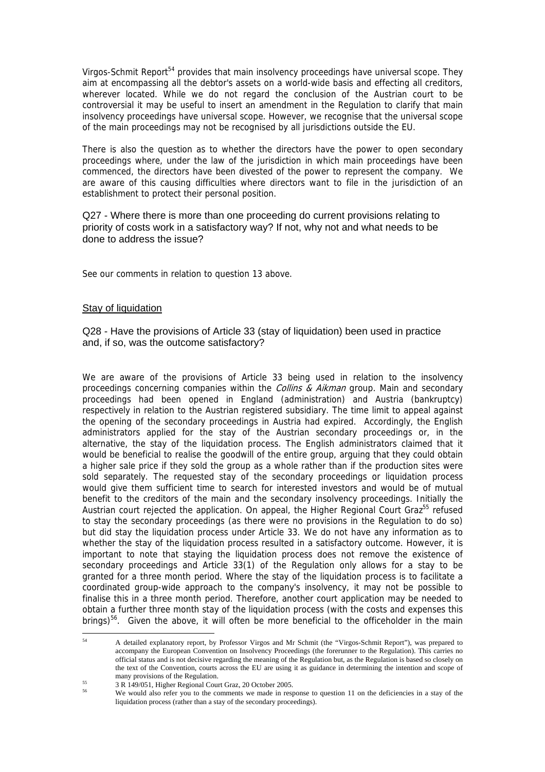Virgos-Schmit Report[54] provides that main insolvency proceedings have universal scope. They aim at encompassing all the debtor's assets on a world-wide basis and effecting all creditors, wherever located. While we do not regard the conclusion of the Austrian court to be controversial it may be useful to insert an amendment in the Regulation to clarify that main insolvency proceedings have universal scope. However, we recognise that the universal scope of the main proceedings may not be recognised by all jurisdictions outside the EU.

There is also the question as to whether the directors have the power to open secondary proceedings where, under the law of the jurisdiction in which main proceedings have been commenced, the directors have been divested of the power to represent the company. We are aware of this causing difficulties where directors want to file in the jurisdiction of an establishment to protect their personal position.

Q27 - Where there is more than one proceeding do current provisions relating to priority of costs work in a satisfactory way? If not, why not and what needs to be done to address the issue?

See our comments in relation to question 13 above.

## Stay of liquidation

Q28 - Have the provisions of Article 33 (stay of liquidation) been used in practice and, if so, was the outcome satisfactory?

We are aware of the provisions of Article 33 being used in relation to the insolvency proceedings concerning companies within the *Collins & Aikman* group. Main and secondary proceedings had been opened in England (administration) and Austria (bankruptcy) respectively in relation to the Austrian registered subsidiary. The time limit to appeal against the opening of the secondary proceedings in Austria had expired. Accordingly, the English administrators applied for the stay of the Austrian secondary proceedings or, in the alternative, the stay of the liquidation process. The English administrators claimed that it would be beneficial to realise the goodwill of the entire group, arguing that they could obtain a higher sale price if they sold the group as a whole rather than if the production sites were sold separately. The requested stay of the secondary proceedings or liquidation process would give them sufficient time to search for interested investors and would be of mutual benefit to the creditors of the main and the secondary insolvency proceedings. Initially the Austrian court rejected the application. On appeal, the Higher Regional Court Graz[55] refused to stay the secondary proceedings (as there were no provisions in the Regulation to do so) but did stay the liquidation process under Article 33. We do not have any information as to whether the stay of the liquidation process resulted in a satisfactory outcome. However, it is important to note that staying the liquidation process does not remove the existence of secondary proceedings and Article 33(1) of the Regulation only allows for a stay to be granted for a three month period. Where the stay of the liquidation process is to facilitate a coordinated group-wide approach to the company's insolvency, it may not be possible to finalise this in a three month period. Therefore, another court application may be needed to obtain a further three month stay of the liquidation process (with the costs and expenses this brings)[56]. Given the above, it will often be more beneficial to the officeholder in the main

---

[54] A detailed explanatory report, by Professor Virgos and Mr Schmit (the "Virgos-Schmit Report"), was prepared to accompany the European Convention on Insolvency Proceedings (the forerunner to the Regulation). This carries no official status and is not decisive regarding the meaning of the Regulation but, as the Regulation is based so closely on the text of the Convention, courts across the EU are using it as guidance in determining the intention and scope of many provisions of the Regulation.

[55] 3 R 149/051, Higher Regional Court Graz, 20 October 2005.

[56] We would also refer you to the comments we made in response to question 11 on the deficiencies in a stay of the liquidation process (rather than a stay of the secondary proceedings).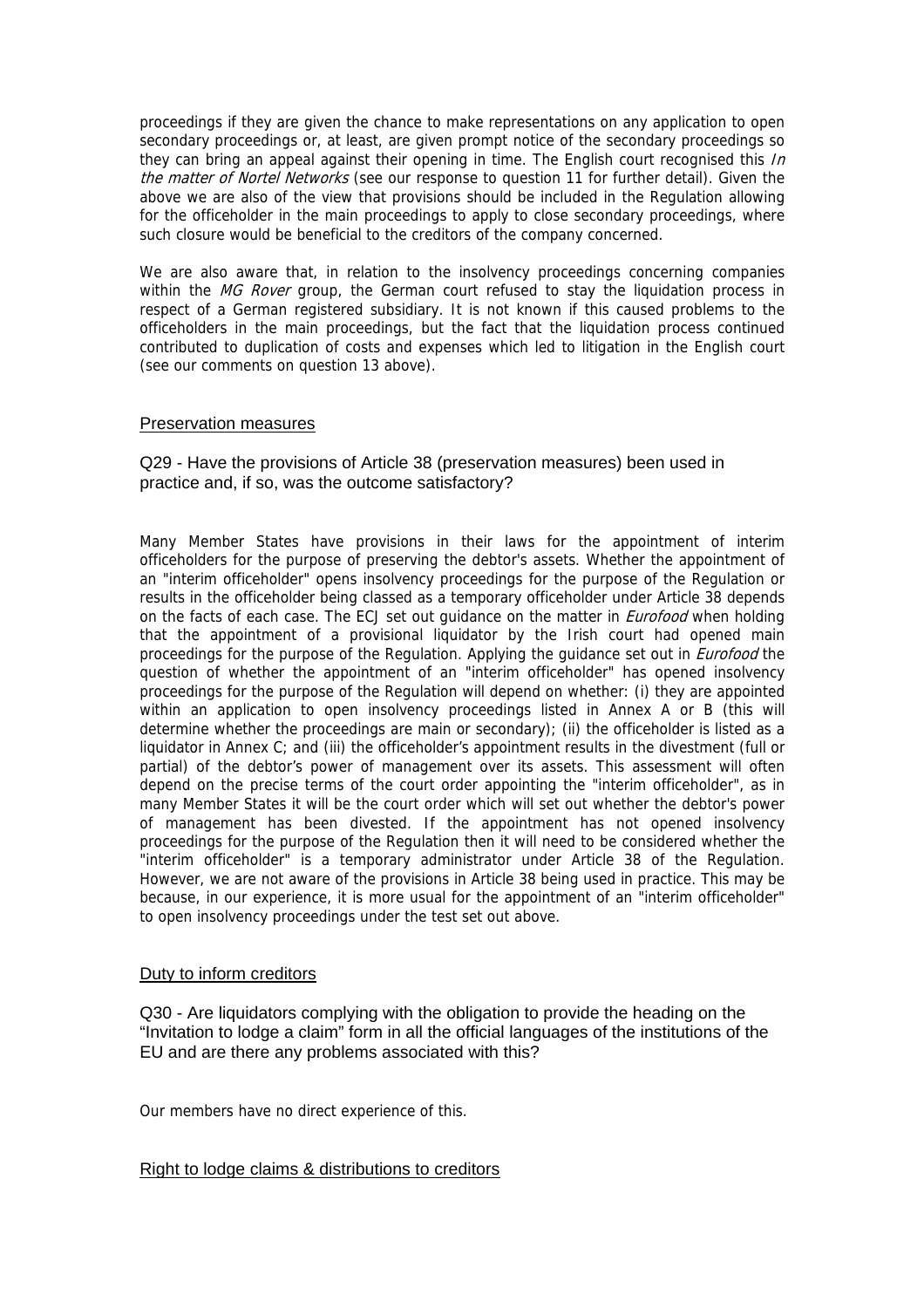proceedings if they are given the chance to make representations on any application to open secondary proceedings or, at least, are given prompt notice of the secondary proceedings so they can bring an appeal against their opening in time. The English court recognised this *In the matter of Nortel Networks* (see our response to question 11 for further detail). Given the above we are also of the view that provisions should be included in the Regulation allowing for the officeholder in the main proceedings to apply to close secondary proceedings, where such closure would be beneficial to the creditors of the company concerned.

We are also aware that, in relation to the insolvency proceedings concerning companies within the *MG Rover* group, the German court refused to stay the liquidation process in respect of a German registered subsidiary. It is not known if this caused problems to the officeholders in the main proceedings, but the fact that the liquidation process continued contributed to duplication of costs and expenses which led to litigation in the English court (see our comments on question 13 above).

## Preservation measures

### Q29 - Have the provisions of Article 38 (preservation measures) been used in practice and, if so, was the outcome satisfactory?

Many Member States have provisions in their laws for the appointment of interim officeholders for the purpose of preserving the debtor's assets. Whether the appointment of an "interim officeholder" opens insolvency proceedings for the purpose of the Regulation or results in the officeholder being classed as a temporary officeholder under Article 38 depends on the facts of each case. The ECJ set out guidance on the matter in *Eurofood* when holding that the appointment of a provisional liquidator by the Irish court had opened main proceedings for the purpose of the Regulation. Applying the guidance set out in *Eurofood* the question of whether the appointment of an "interim officeholder" has opened insolvency proceedings for the purpose of the Regulation will depend on whether: (i) they are appointed within an application to open insolvency proceedings listed in Annex A or B (this will determine whether the proceedings are main or secondary); (ii) the officeholder is listed as a liquidator in Annex C; and (iii) the officeholder's appointment results in the divestment (full or partial) of the debtor's power of management over its assets. This assessment will often depend on the precise terms of the court order appointing the "interim officeholder", as in many Member States it will be the court order which will set out whether the debtor's power of management has been divested. If the appointment has not opened insolvency proceedings for the purpose of the Regulation then it will need to be considered whether the "interim officeholder" is a temporary administrator under Article 38 of the Regulation. However, we are not aware of the provisions in Article 38 being used in practice. This may be because, in our experience, it is more usual for the appointment of an "interim officeholder" to open insolvency proceedings under the test set out above.

## Duty to inform creditors

### Q30 - Are liquidators complying with the obligation to provide the heading on the "Invitation to lodge a claim" form in all the official languages of the institutions of the EU and are there any problems associated with this?

Our members have no direct experience of this.

## Right to lodge claims & distributions to creditors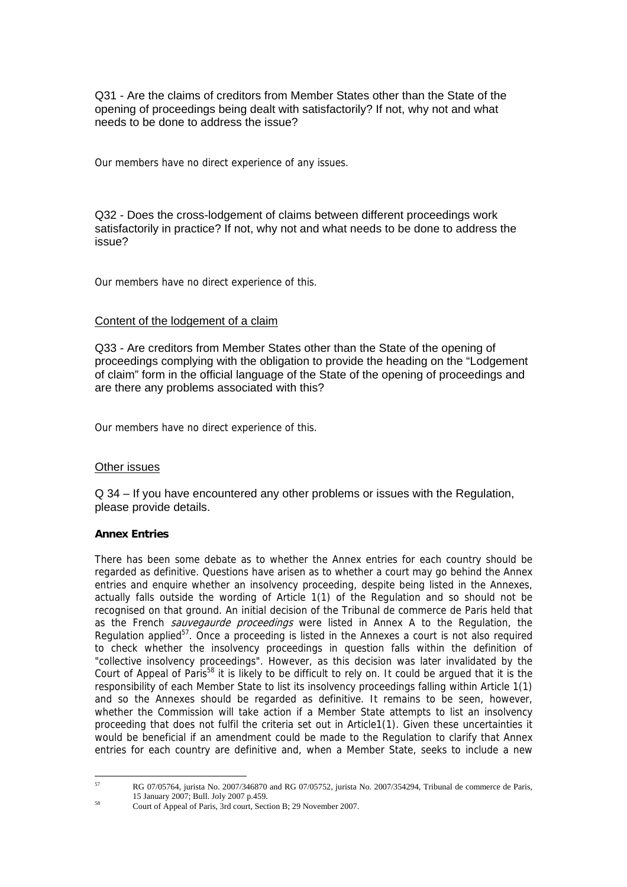Q31 - Are the claims of creditors from Member States other than the State of the opening of proceedings being dealt with satisfactorily? If not, why not and what needs to be done to address the issue?

Our members have no direct experience of any issues.

Q32 - Does the cross-lodgement of claims between different proceedings work satisfactorily in practice? If not, why not and what needs to be done to address the issue?

Our members have no direct experience of this.

Content of the lodgement of a claim

Q33 - Are creditors from Member States other than the State of the opening of proceedings complying with the obligation to provide the heading on the "Lodgement of claim" form in the official language of the State of the opening of proceedings and are there any problems associated with this?

Our members have no direct experience of this.

Other issues

Q 34 – If you have encountered any other problems or issues with the Regulation, please provide details.

**Annex Entries**

There has been some debate as to whether the Annex entries for each country should be regarded as definitive. Questions have arisen as to whether a court may go behind the Annex entries and enquire whether an insolvency proceeding, despite being listed in the Annexes, actually falls outside the wording of Article 1(1) of the Regulation and so should not be recognised on that ground. An initial decision of the Tribunal de commerce de Paris held that as the French *sauvegaurde proceedings* were listed in Annex A to the Regulation, the Regulation applied[57]. Once a proceeding is listed in the Annexes a court is not also required to check whether the insolvency proceedings in question falls within the definition of "collective insolvency proceedings". However, as this decision was later invalidated by the Court of Appeal of Paris[58] it is likely to be difficult to rely on. It could be argued that it is the responsibility of each Member State to list its insolvency proceedings falling within Article 1(1) and so the Annexes should be regarded as definitive. It remains to be seen, however, whether the Commission will take action if a Member State attempts to list an insolvency proceeding that does not fulfil the criteria set out in Article1(1). Given these uncertainties it would be beneficial if an amendment could be made to the Regulation to clarify that Annex entries for each country are definitive and, when a Member State, seeks to include a new

[57] RG 07/05764, jurista No. 2007/346870 and RG 07/05752, jurista No. 2007/354294, Tribunal de commerce de Paris, 15 January 2007; Bull. Joly 2007 p.459.

[58] Court of Appeal of Paris, 3rd court, Section B; 29 November 2007.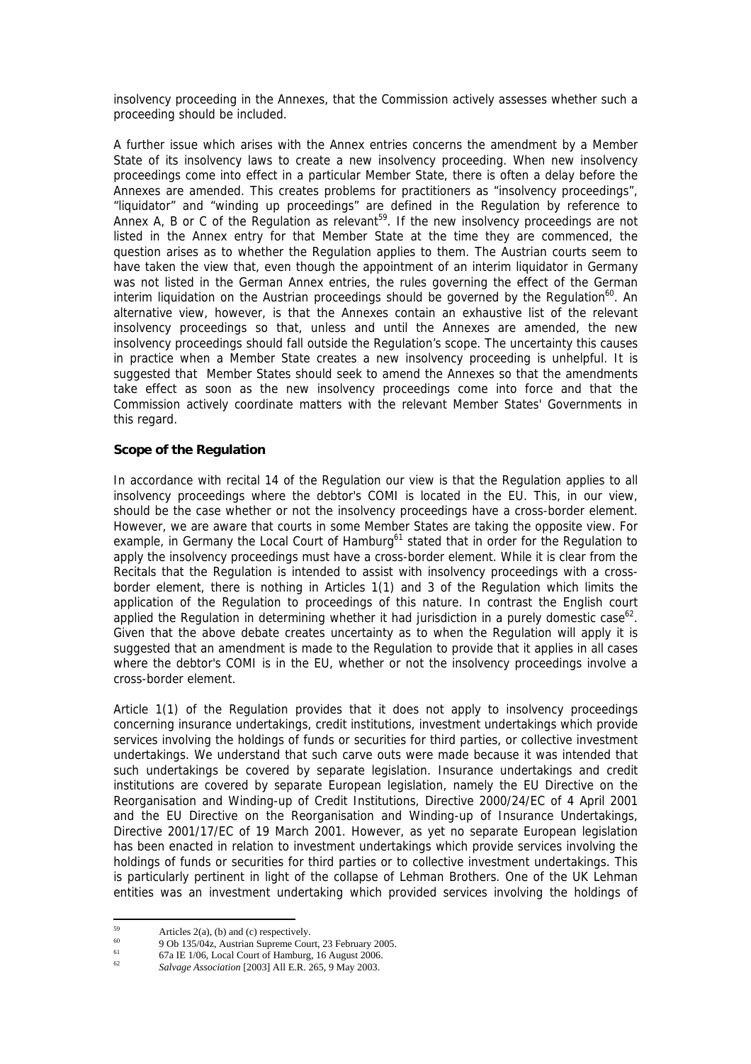insolvency proceeding in the Annexes, that the Commission actively assesses whether such a proceeding should be included.

A further issue which arises with the Annex entries concerns the amendment by a Member State of its insolvency laws to create a new insolvency proceeding. When new insolvency proceedings come into effect in a particular Member State, there is often a delay before the Annexes are amended. This creates problems for practitioners as "insolvency proceedings", "liquidator" and "winding up proceedings" are defined in the Regulation by reference to Annex A, B or C of the Regulation as relevant[59]. If the new insolvency proceedings are not listed in the Annex entry for that Member State at the time they are commenced, the question arises as to whether the Regulation applies to them. The Austrian courts seem to have taken the view that, even though the appointment of an interim liquidator in Germany was not listed in the German Annex entries, the rules governing the effect of the German interim liquidation on the Austrian proceedings should be governed by the Regulation[60]. An alternative view, however, is that the Annexes contain an exhaustive list of the relevant insolvency proceedings so that, unless and until the Annexes are amended, the new insolvency proceedings should fall outside the Regulation's scope. The uncertainty this causes in practice when a Member State creates a new insolvency proceeding is unhelpful. It is suggested that Member States should seek to amend the Annexes so that the amendments take effect as soon as the new insolvency proceedings come into force and that the Commission actively coordinate matters with the relevant Member States' Governments in this regard.

**Scope of the Regulation**

In accordance with recital 14 of the Regulation our view is that the Regulation applies to all insolvency proceedings where the debtor's COMI is located in the EU. This, in our view, should be the case whether or not the insolvency proceedings have a cross-border element. However, we are aware that courts in some Member States are taking the opposite view. For example, in Germany the Local Court of Hamburg[61] stated that in order for the Regulation to apply the insolvency proceedings must have a cross-border element. While it is clear from the Recitals that the Regulation is intended to assist with insolvency proceedings with a cross-border element, there is nothing in Articles 1(1) and 3 of the Regulation which limits the application of the Regulation to proceedings of this nature. In contrast the English court applied the Regulation in determining whether it had jurisdiction in a purely domestic case[62]. Given that the above debate creates uncertainty as to when the Regulation will apply it is suggested that an amendment is made to the Regulation to provide that it applies in all cases where the debtor's COMI is in the EU, whether or not the insolvency proceedings involve a cross-border element.

Article 1(1) of the Regulation provides that it does not apply to insolvency proceedings concerning insurance undertakings, credit institutions, investment undertakings which provide services involving the holdings of funds or securities for third parties, or collective investment undertakings. We understand that such carve outs were made because it was intended that such undertakings be covered by separate legislation. Insurance undertakings and credit institutions are covered by separate European legislation, namely the EU Directive on the Reorganisation and Winding-up of Credit Institutions, Directive 2000/24/EC of 4 April 2001 and the EU Directive on the Reorganisation and Winding-up of Insurance Undertakings, Directive 2001/17/EC of 19 March 2001. However, as yet no separate European legislation has been enacted in relation to investment undertakings which provide services involving the holdings of funds or securities for third parties or to collective investment undertakings. This is particularly pertinent in light of the collapse of Lehman Brothers. One of the UK Lehman entities was an investment undertaking which provided services involving the holdings of

---

[59] Articles 2(a), (b) and (c) respectively.

[60] 9 Ob 135/04z, Austrian Supreme Court, 23 February 2005.

[61] 67a IE 1/06, Local Court of Hamburg, 16 August 2006.

[62] *Salvage Association* [2003] All E.R. 265, 9 May 2003.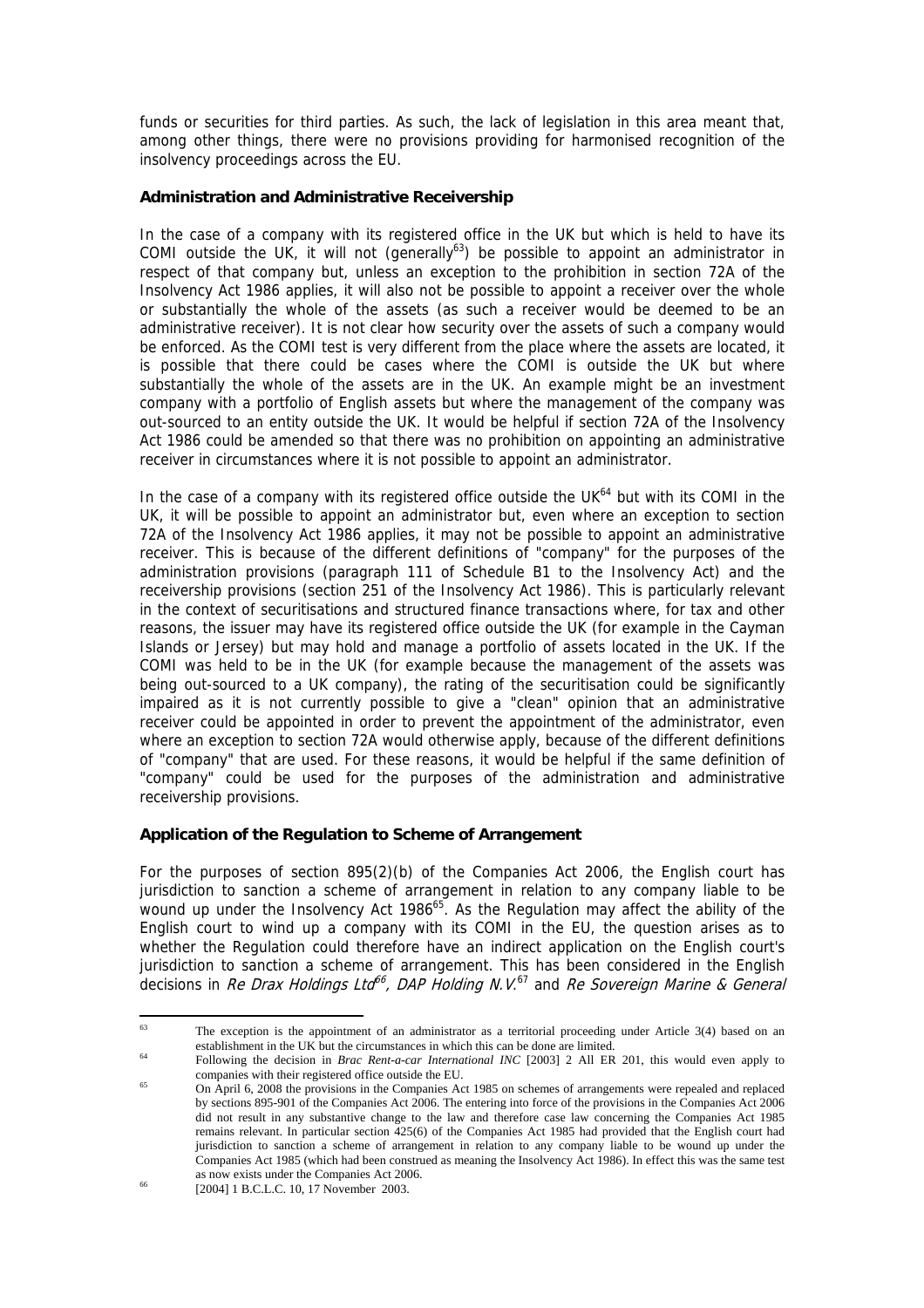funds or securities for third parties. As such, the lack of legislation in this area meant that, among other things, there were no provisions providing for harmonised recognition of the insolvency proceedings across the EU.

**Administration and Administrative Receivership**

In the case of a company with its registered office in the UK but which is held to have its COMI outside the UK, it will not (generally[63]) be possible to appoint an administrator in respect of that company but, unless an exception to the prohibition in section 72A of the Insolvency Act 1986 applies, it will also not be possible to appoint a receiver over the whole or substantially the whole of the assets (as such a receiver would be deemed to be an administrative receiver). It is not clear how security over the assets of such a company would be enforced. As the COMI test is very different from the place where the assets are located, it is possible that there could be cases where the COMI is outside the UK but where substantially the whole of the assets are in the UK. An example might be an investment company with a portfolio of English assets but where the management of the company was out-sourced to an entity outside the UK. It would be helpful if section 72A of the Insolvency Act 1986 could be amended so that there was no prohibition on appointing an administrative receiver in circumstances where it is not possible to appoint an administrator.

In the case of a company with its registered office outside the UK[64] but with its COMI in the UK, it will be possible to appoint an administrator but, even where an exception to section 72A of the Insolvency Act 1986 applies, it may not be possible to appoint an administrative receiver. This is because of the different definitions of "company" for the purposes of the administration provisions (paragraph 111 of Schedule B1 to the Insolvency Act) and the receivership provisions (section 251 of the Insolvency Act 1986). This is particularly relevant in the context of securitisations and structured finance transactions where, for tax and other reasons, the issuer may have its registered office outside the UK (for example in the Cayman Islands or Jersey) but may hold and manage a portfolio of assets located in the UK. If the COMI was held to be in the UK (for example because the management of the assets was being out-sourced to a UK company), the rating of the securitisation could be significantly impaired as it is not currently possible to give a "clean" opinion that an administrative receiver could be appointed in order to prevent the appointment of the administrator, even where an exception to section 72A would otherwise apply, because of the different definitions of "company" that are used. For these reasons, it would be helpful if the same definition of "company" could be used for the purposes of the administration and administrative receivership provisions.

**Application of the Regulation to Scheme of Arrangement**

For the purposes of section 895(2)(b) of the Companies Act 2006, the English court has jurisdiction to sanction a scheme of arrangement in relation to any company liable to be wound up under the Insolvency Act 1986[65]. As the Regulation may affect the ability of the English court to wind up a company with its COMI in the EU, the question arises as to whether the Regulation could therefore have an indirect application on the English court's jurisdiction to sanction a scheme of arrangement. This has been considered in the English decisions in *Re Drax Holdings Ltd*[66], *DAP Holding N.V.*[67] and *Re Sovereign Marine & General*

---

[63] The exception is the appointment of an administrator as a territorial proceeding under Article 3(4) based on an establishment in the UK but the circumstances in which this can be done are limited.

[64] Following the decision in *Brac Rent-a-car International INC* [2003] 2 All ER 201, this would even apply to companies with their registered office outside the EU.

[65] On April 6, 2008 the provisions in the Companies Act 1985 on schemes of arrangements were repealed and replaced by sections 895-901 of the Companies Act 2006. The entering into force of the provisions in the Companies Act 2006 did not result in any substantive change to the law and therefore case law concerning the Companies Act 1985 remains relevant. In particular section 425(6) of the Companies Act 1985 had provided that the English court had jurisdiction to sanction a scheme of arrangement in relation to any company liable to be wound up under the Companies Act 1985 (which had been construed as meaning the Insolvency Act 1986). In effect this was the same test as now exists under the Companies Act 2006.

[66] [2004] 1 B.C.L.C. 10, 17 November 2003.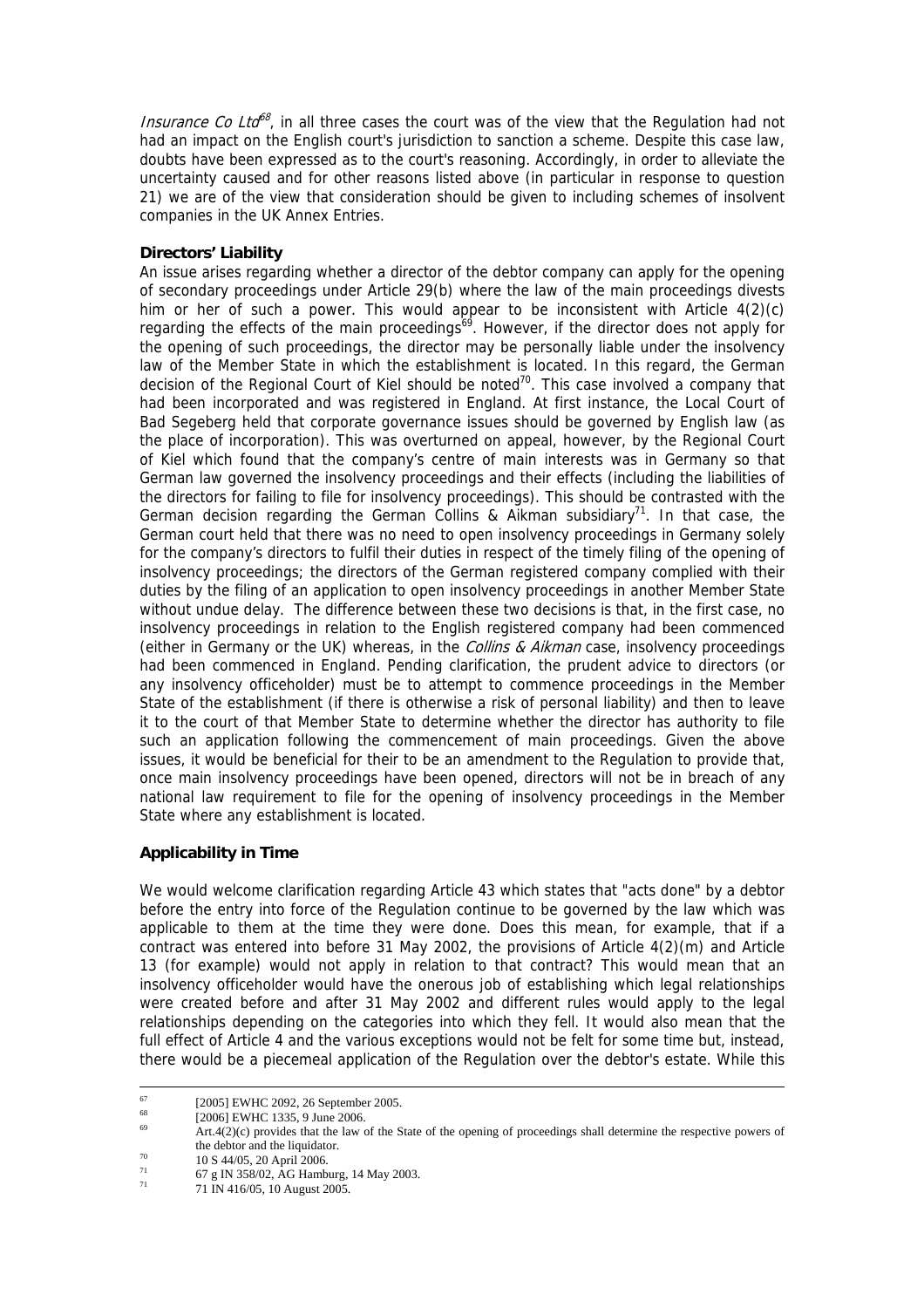*Insurance Co Ltd*[68], in all three cases the court was of the view that the Regulation had not had an impact on the English court's jurisdiction to sanction a scheme. Despite this case law, doubts have been expressed as to the court's reasoning. Accordingly, in order to alleviate the uncertainty caused and for other reasons listed above (in particular in response to question 21) we are of the view that consideration should be given to including schemes of insolvent companies in the UK Annex Entries.

**Directors' Liability**

An issue arises regarding whether a director of the debtor company can apply for the opening of secondary proceedings under Article 29(b) where the law of the main proceedings divests him or her of such a power. This would appear to be inconsistent with Article 4(2)(c) regarding the effects of the main proceedings[69]. However, if the director does not apply for the opening of such proceedings, the director may be personally liable under the insolvency law of the Member State in which the establishment is located. In this regard, the German decision of the Regional Court of Kiel should be noted[70]. This case involved a company that had been incorporated and was registered in England. At first instance, the Local Court of Bad Segeberg held that corporate governance issues should be governed by English law (as the place of incorporation). This was overturned on appeal, however, by the Regional Court of Kiel which found that the company's centre of main interests was in Germany so that German law governed the insolvency proceedings and their effects (including the liabilities of the directors for failing to file for insolvency proceedings). This should be contrasted with the German decision regarding the German Collins & Aikman subsidiary[71]. In that case, the German court held that there was no need to open insolvency proceedings in Germany solely for the company's directors to fulfil their duties in respect of the timely filing of the opening of insolvency proceedings; the directors of the German registered company complied with their duties by the filing of an application to open insolvency proceedings in another Member State without undue delay. The difference between these two decisions is that, in the first case, no insolvency proceedings in relation to the English registered company had been commenced (either in Germany or the UK) whereas, in the *Collins & Aikman* case, insolvency proceedings had been commenced in England. Pending clarification, the prudent advice to directors (or any insolvency officeholder) must be to attempt to commence proceedings in the Member State of the establishment (if there is otherwise a risk of personal liability) and then to leave it to the court of that Member State to determine whether the director has authority to file such an application following the commencement of main proceedings. Given the above issues, it would be beneficial for their to be an amendment to the Regulation to provide that, once main insolvency proceedings have been opened, directors will not be in breach of any national law requirement to file for the opening of insolvency proceedings in the Member State where any establishment is located.

**Applicability in Time**

We would welcome clarification regarding Article 43 which states that "acts done" by a debtor before the entry into force of the Regulation continue to be governed by the law which was applicable to them at the time they were done. Does this mean, for example, that if a contract was entered into before 31 May 2002, the provisions of Article 4(2)(m) and Article 13 (for example) would not apply in relation to that contract? This would mean that an insolvency officeholder would have the onerous job of establishing which legal relationships were created before and after 31 May 2002 and different rules would apply to the legal relationships depending on the categories into which they fell. It would also mean that the full effect of Article 4 and the various exceptions would not be felt for some time but, instead, there would be a piecemeal application of the Regulation over the debtor's estate. While this

---

[67] [2005] EWHC 2092, 26 September 2005.

[68] [2006] EWHC 1335, 9 June 2006.

[69] Art.4(2)(c) provides that the law of the State of the opening of proceedings shall determine the respective powers of the debtor and the liquidator.

[70] 10 S 44/05, 20 April 2006.

[71] 67 g IN 358/02, AG Hamburg, 14 May 2003.

[71] 71 IN 416/05, 10 August 2005.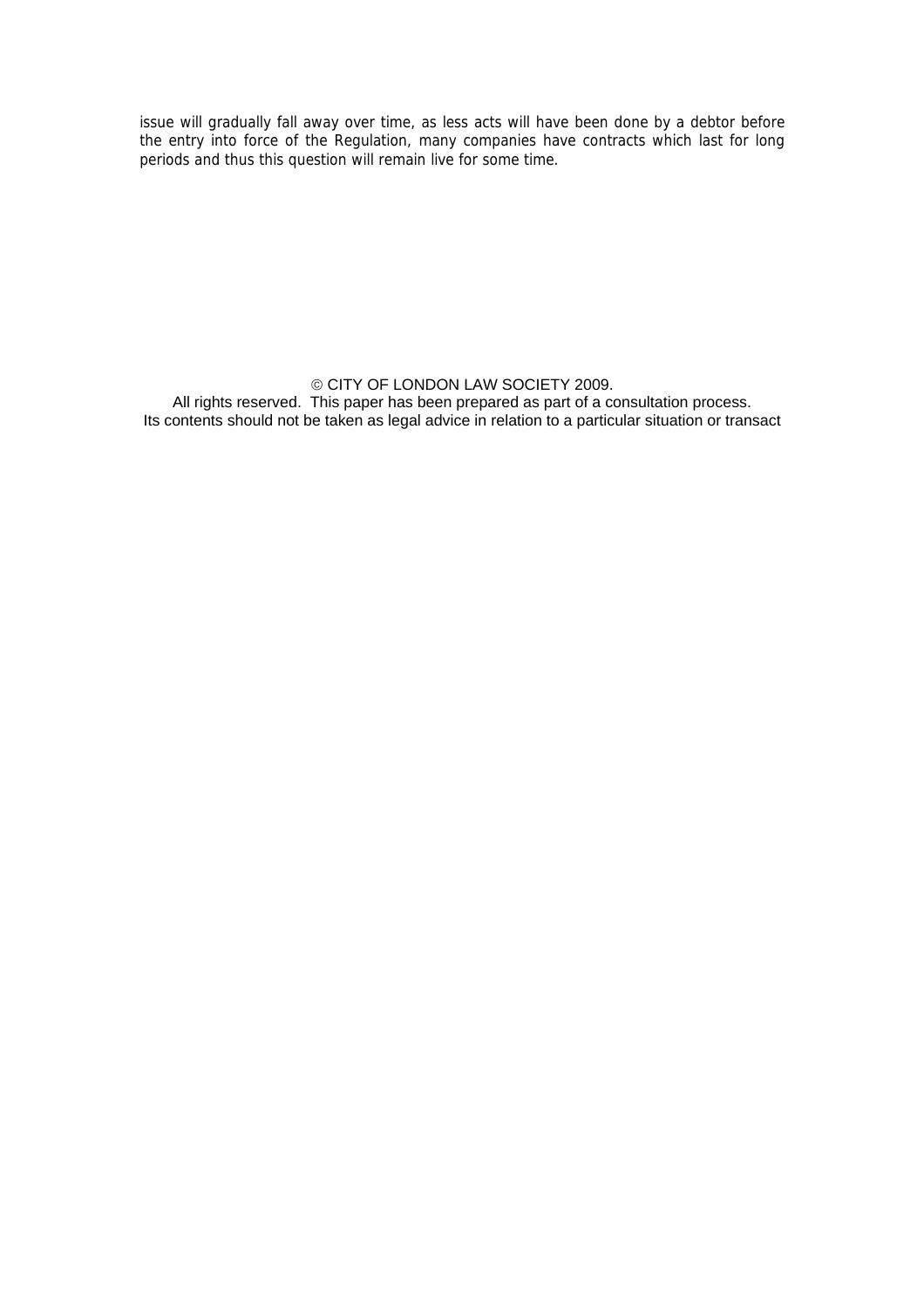issue will gradually fall away over time, as less acts will have been done by a debtor before the entry into force of the Regulation, many companies have contracts which last for long periods and thus this question will remain live for some time.

© CITY OF LONDON LAW SOCIETY 2009.
All rights reserved. This paper has been prepared as part of a consultation process.
Its contents should not be taken as legal advice in relation to a particular situation or transact